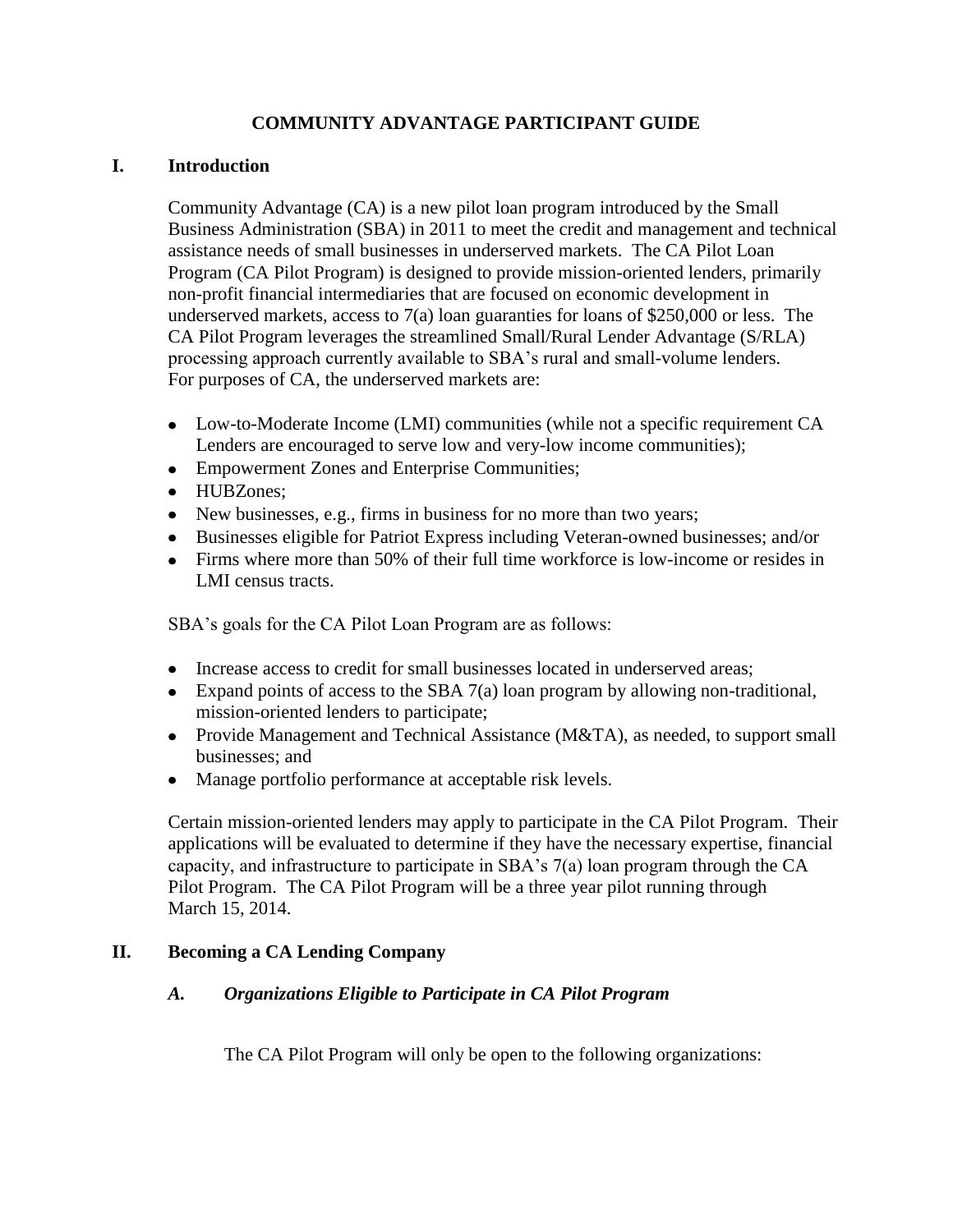# COMMUNITY ADVANTAGE PARTICIPANT GUIDE

## I. Introduction

Community Advantage (CA) is a new pilot loan program introduced by the Small Business Administration (SBA) in 2011 to meet the credit and management and technical assistance needs of small businesses in underserved markets. The CA Pilot Loan Program (CA Pilot Program) is designed to provide mission-oriented lenders, primarily non-profit financial intermediaries that are focused on economic development in underserved markets, access to 7(a) loan guaranties for loans of $250,000 or less. The CA Pilot Program leverages the streamlined Small/Rural Lender Advantage (S/RLA) processing approach currently available to SBA's rural and small-volume lenders. For purposes of CA, the underserved markets are:

- Low-to-Moderate Income (LMI) communities (while not a specific requirement CA Lenders are encouraged to serve low and very-low income communities);
- Empowerment Zones and Enterprise Communities;
- HUBZones;
- New businesses, e.g., firms in business for no more than two years;
- Businesses eligible for Patriot Express including Veteran-owned businesses; and/or
- Firms where more than 50% of their full time workforce is low-income or resides in LMI census tracts.

SBA's goals for the CA Pilot Loan Program are as follows:

- Increase access to credit for small businesses located in underserved areas;
- Expand points of access to the SBA 7(a) loan program by allowing non-traditional, mission-oriented lenders to participate;
- Provide Management and Technical Assistance (M&TA), as needed, to support small businesses; and
- Manage portfolio performance at acceptable risk levels.

Certain mission-oriented lenders may apply to participate in the CA Pilot Program. Their applications will be evaluated to determine if they have the necessary expertise, financial capacity, and infrastructure to participate in SBA's 7(a) loan program through the CA Pilot Program. The CA Pilot Program will be a three year pilot running through March 15, 2014.

## II. Becoming a CA Lending Company

### *A. Organizations Eligible to Participate in CA Pilot Program*

The CA Pilot Program will only be open to the following organizations: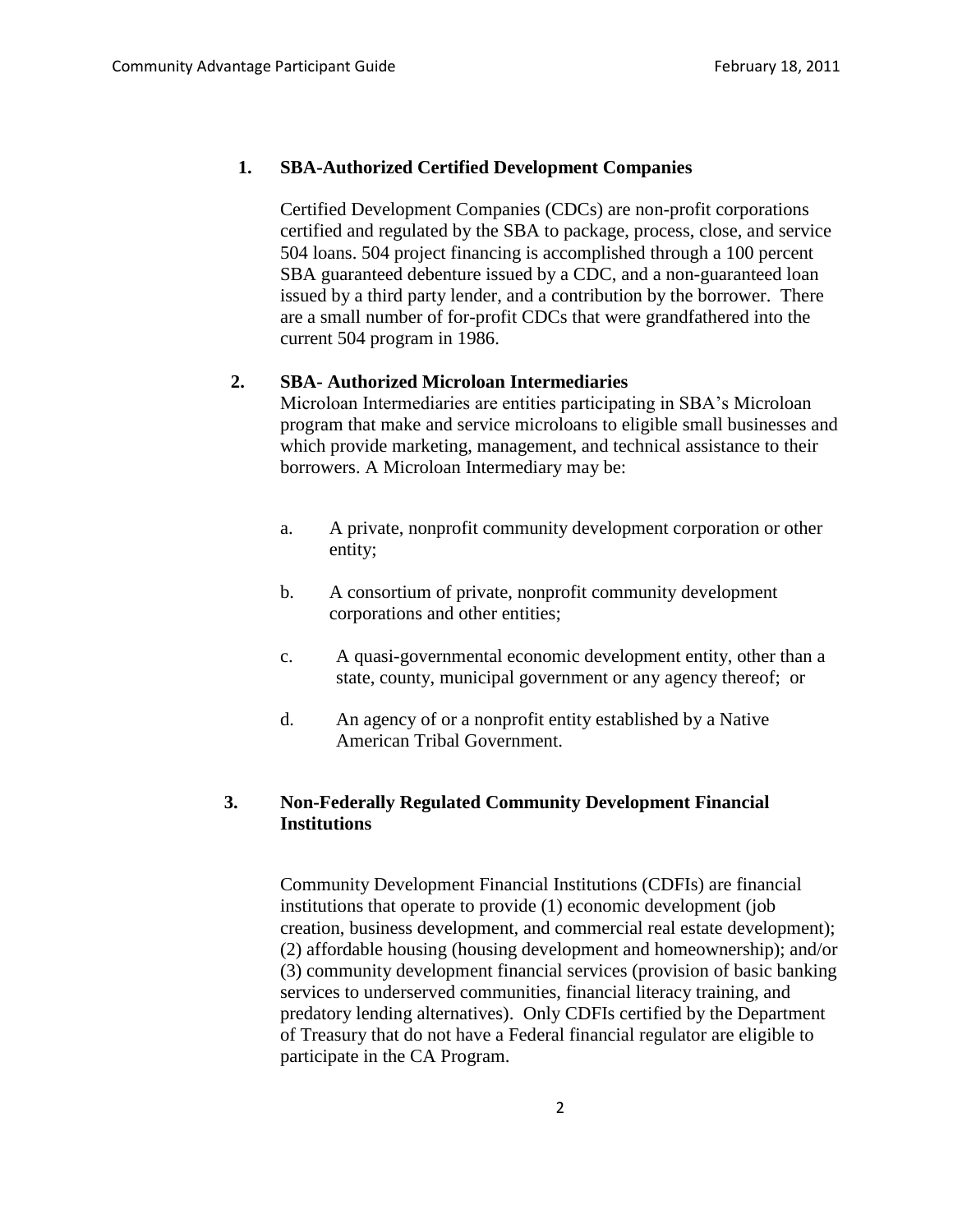**1. SBA-Authorized Certified Development Companies**

Certified Development Companies (CDCs) are non-profit corporations certified and regulated by the SBA to package, process, close, and service 504 loans. 504 project financing is accomplished through a 100 percent SBA guaranteed debenture issued by a CDC, and a non-guaranteed loan issued by a third party lender, and a contribution by the borrower. There are a small number of for-profit CDCs that were grandfathered into the current 504 program in 1986.

**2. SBA- Authorized Microloan Intermediaries**

Microloan Intermediaries are entities participating in SBA's Microloan program that make and service microloans to eligible small businesses and which provide marketing, management, and technical assistance to their borrowers. A Microloan Intermediary may be:

a. A private, nonprofit community development corporation or other entity;

b. A consortium of private, nonprofit community development corporations and other entities;

c. A quasi-governmental economic development entity, other than a state, county, municipal government or any agency thereof; or

d. An agency of or a nonprofit entity established by a Native American Tribal Government.

**3. Non-Federally Regulated Community Development Financial Institutions**

Community Development Financial Institutions (CDFIs) are financial institutions that operate to provide (1) economic development (job creation, business development, and commercial real estate development); (2) affordable housing (housing development and homeownership); and/or (3) community development financial services (provision of basic banking services to underserved communities, financial literacy training, and predatory lending alternatives). Only CDFIs certified by the Department of Treasury that do not have a Federal financial regulator are eligible to participate in the CA Program.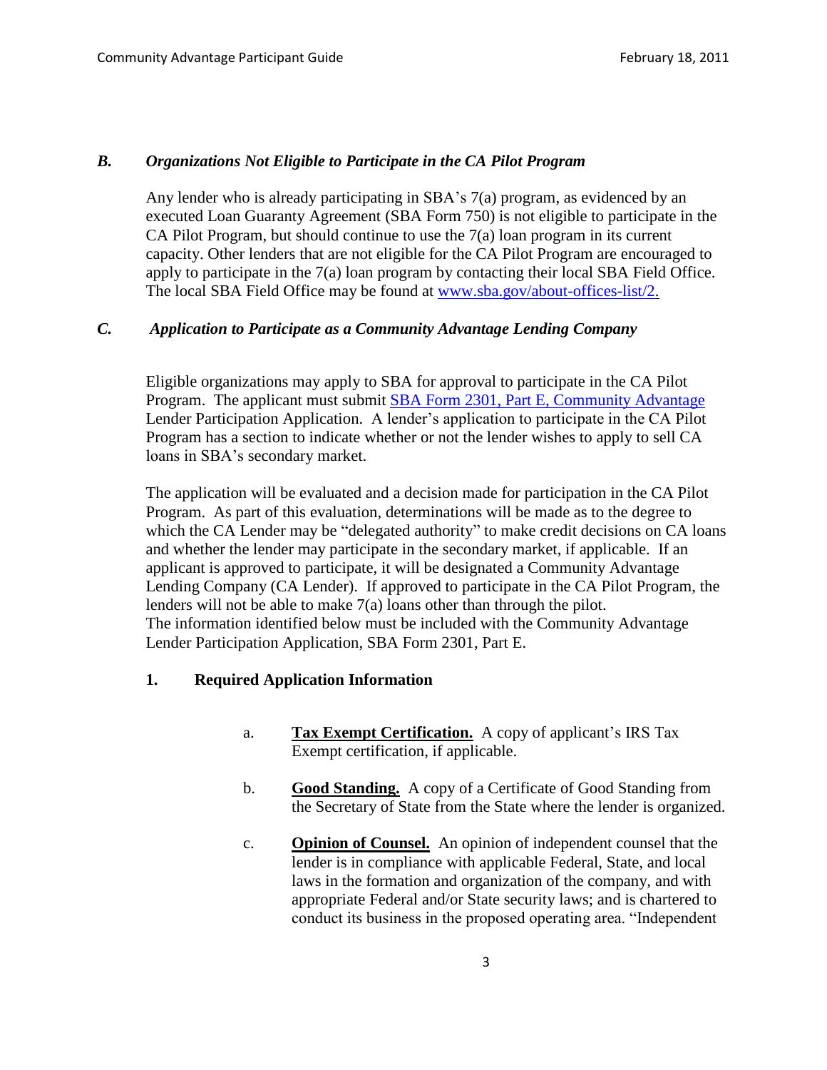### *B. Organizations Not Eligible to Participate in the CA Pilot Program*

Any lender who is already participating in SBA's 7(a) program, as evidenced by an executed Loan Guaranty Agreement (SBA Form 750) is not eligible to participate in the CA Pilot Program, but should continue to use the 7(a) loan program in its current capacity. Other lenders that are not eligible for the CA Pilot Program are encouraged to apply to participate in the 7(a) loan program by contacting their local SBA Field Office. The local SBA Field Office may be found at [www.sba.gov/about-offices-list/2.](www.sba.gov/about-offices-list/2)

### *C. Application to Participate as a Community Advantage Lending Company*

Eligible organizations may apply to SBA for approval to participate in the CA Pilot Program. The applicant must submit SBA Form 2301, Part E, Community Advantage Lender Participation Application. A lender's application to participate in the CA Pilot Program has a section to indicate whether or not the lender wishes to apply to sell CA loans in SBA's secondary market.

The application will be evaluated and a decision made for participation in the CA Pilot Program. As part of this evaluation, determinations will be made as to the degree to which the CA Lender may be "delegated authority" to make credit decisions on CA loans and whether the lender may participate in the secondary market, if applicable. If an applicant is approved to participate, it will be designated a Community Advantage Lending Company (CA Lender). If approved to participate in the CA Pilot Program, the lenders will not be able to make 7(a) loans other than through the pilot. The information identified below must be included with the Community Advantage Lender Participation Application, SBA Form 2301, Part E.

#### 1. Required Application Information

a. **Tax Exempt Certification.** A copy of applicant's IRS Tax Exempt certification, if applicable.

b. **Good Standing.** A copy of a Certificate of Good Standing from the Secretary of State from the State where the lender is organized.

c. **Opinion of Counsel.** An opinion of independent counsel that the lender is in compliance with applicable Federal, State, and local laws in the formation and organization of the company, and with appropriate Federal and/or State security laws; and is chartered to conduct its business in the proposed operating area. "Independent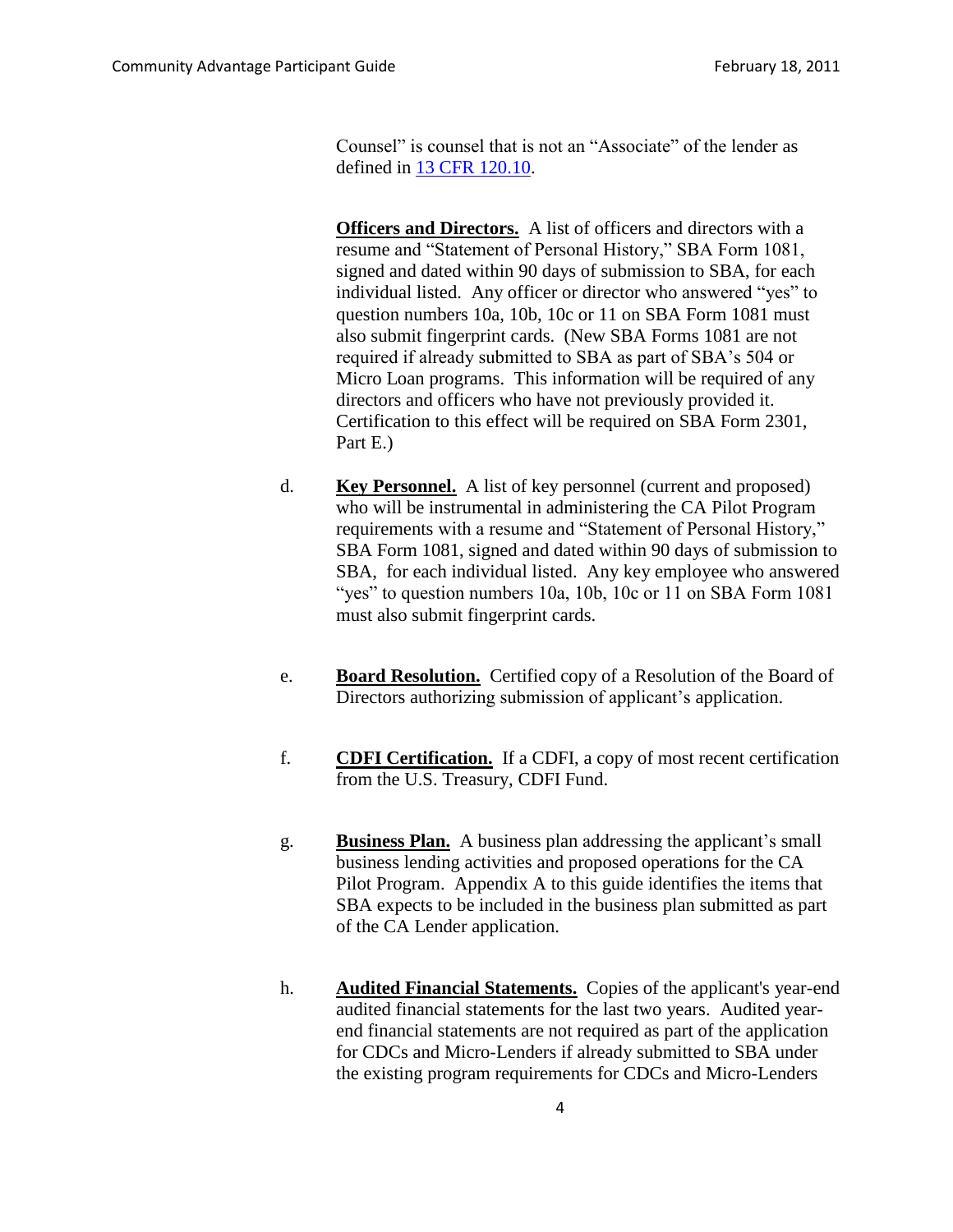Counsel" is counsel that is not an "Associate" of the lender as defined in [13 CFR 120.10](13 CFR 120.10).

**Officers and Directors.** A list of officers and directors with a resume and "Statement of Personal History," SBA Form 1081, signed and dated within 90 days of submission to SBA, for each individual listed. Any officer or director who answered "yes" to question numbers 10a, 10b, 10c or 11 on SBA Form 1081 must also submit fingerprint cards. (New SBA Forms 1081 are not required if already submitted to SBA as part of SBA's 504 or Micro Loan programs. This information will be required of any directors and officers who have not previously provided it. Certification to this effect will be required on SBA Form 2301, Part E.)

d. **Key Personnel.** A list of key personnel (current and proposed) who will be instrumental in administering the CA Pilot Program requirements with a resume and "Statement of Personal History," SBA Form 1081, signed and dated within 90 days of submission to SBA, for each individual listed. Any key employee who answered "yes" to question numbers 10a, 10b, 10c or 11 on SBA Form 1081 must also submit fingerprint cards.

e. **Board Resolution.** Certified copy of a Resolution of the Board of Directors authorizing submission of applicant's application.

f. **CDFI Certification.** If a CDFI, a copy of most recent certification from the U.S. Treasury, CDFI Fund.

g. **Business Plan.** A business plan addressing the applicant's small business lending activities and proposed operations for the CA Pilot Program. Appendix A to this guide identifies the items that SBA expects to be included in the business plan submitted as part of the CA Lender application.

h. **Audited Financial Statements.** Copies of the applicant's year-end audited financial statements for the last two years. Audited year-end financial statements are not required as part of the application for CDCs and Micro-Lenders if already submitted to SBA under the existing program requirements for CDCs and Micro-Lenders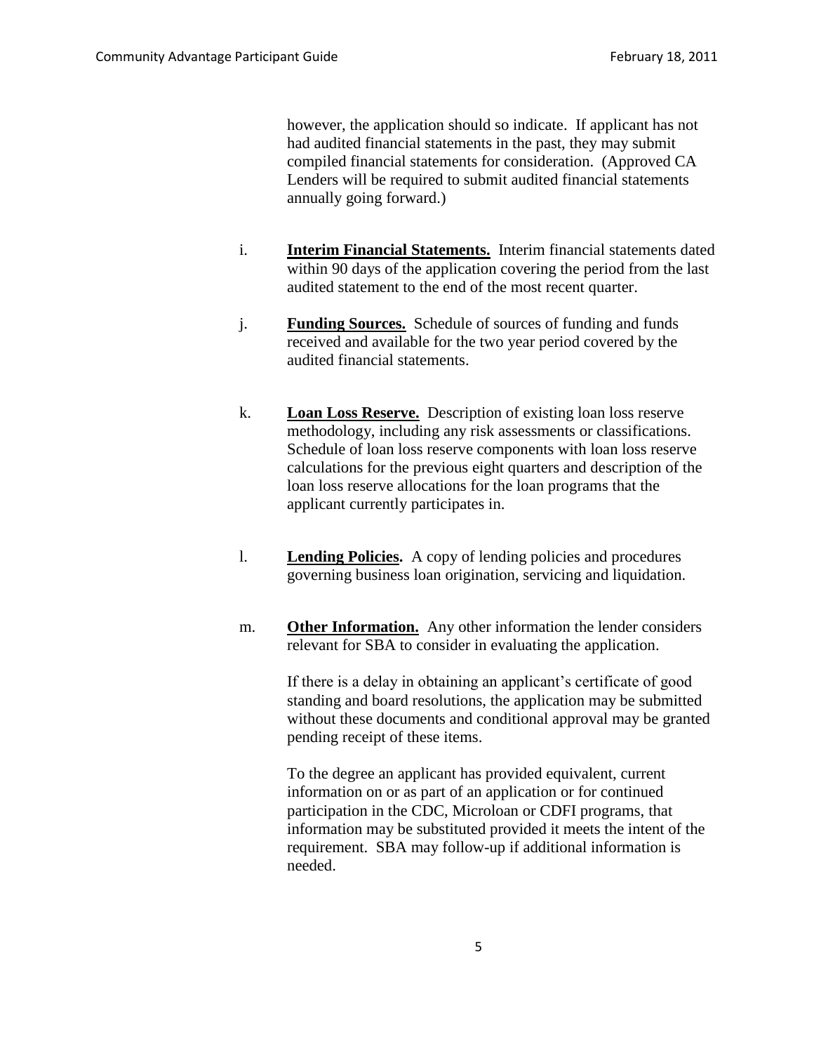however, the application should so indicate. If applicant has not had audited financial statements in the past, they may submit compiled financial statements for consideration. (Approved CA Lenders will be required to submit audited financial statements annually going forward.)

i. **Interim Financial Statements.** Interim financial statements dated within 90 days of the application covering the period from the last audited statement to the end of the most recent quarter.

j. **Funding Sources.** Schedule of sources of funding and funds received and available for the two year period covered by the audited financial statements.

k. **Loan Loss Reserve.** Description of existing loan loss reserve methodology, including any risk assessments or classifications. Schedule of loan loss reserve components with loan loss reserve calculations for the previous eight quarters and description of the loan loss reserve allocations for the loan programs that the applicant currently participates in.

l. **Lending Policies.** A copy of lending policies and procedures governing business loan origination, servicing and liquidation.

m. **Other Information.** Any other information the lender considers relevant for SBA to consider in evaluating the application.

If there is a delay in obtaining an applicant's certificate of good standing and board resolutions, the application may be submitted without these documents and conditional approval may be granted pending receipt of these items.

To the degree an applicant has provided equivalent, current information on or as part of an application or for continued participation in the CDC, Microloan or CDFI programs, that information may be substituted provided it meets the intent of the requirement. SBA may follow-up if additional information is needed.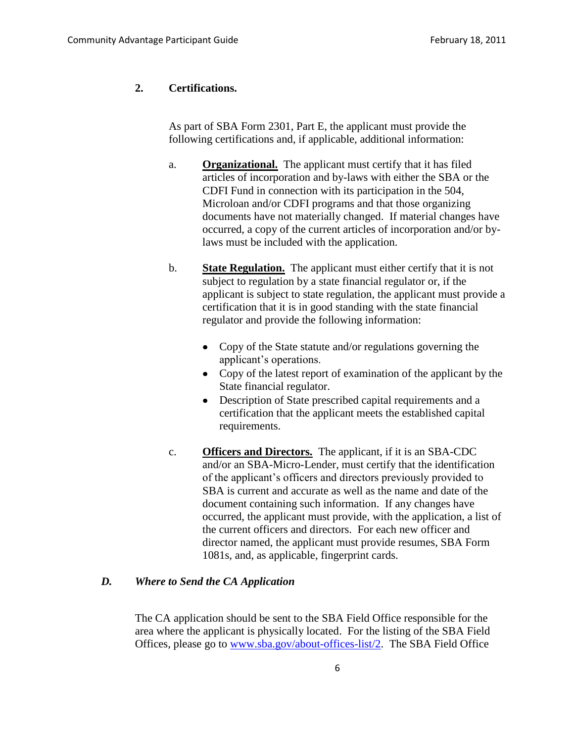### 2. Certifications.

As part of SBA Form 2301, Part E, the applicant must provide the following certifications and, if applicable, additional information:

a. **Organizational.** The applicant must certify that it has filed articles of incorporation and by-laws with either the SBA or the CDFI Fund in connection with its participation in the 504, Microloan and/or CDFI programs and that those organizing documents have not materially changed. If material changes have occurred, a copy of the current articles of incorporation and/or by-laws must be included with the application.

b. **State Regulation.** The applicant must either certify that it is not subject to regulation by a state financial regulator or, if the applicant is subject to state regulation, the applicant must provide a certification that it is in good standing with the state financial regulator and provide the following information:

- Copy of the State statute and/or regulations governing the applicant's operations.
- Copy of the latest report of examination of the applicant by the State financial regulator.
- Description of State prescribed capital requirements and a certification that the applicant meets the established capital requirements.

c. **Officers and Directors.** The applicant, if it is an SBA-CDC and/or an SBA-Micro-Lender, must certify that the identification of the applicant's officers and directors previously provided to SBA is current and accurate as well as the name and date of the document containing such information. If any changes have occurred, the applicant must provide, with the application, a list of the current officers and directors. For each new officer and director named, the applicant must provide resumes, SBA Form 1081s, and, as applicable, fingerprint cards.

## *D. Where to Send the CA Application*

The CA application should be sent to the SBA Field Office responsible for the area where the applicant is physically located. For the listing of the SBA Field Offices, please go to [www.sba.gov/about-offices-list/2](www.sba.gov/about-offices-list/2). The SBA Field Office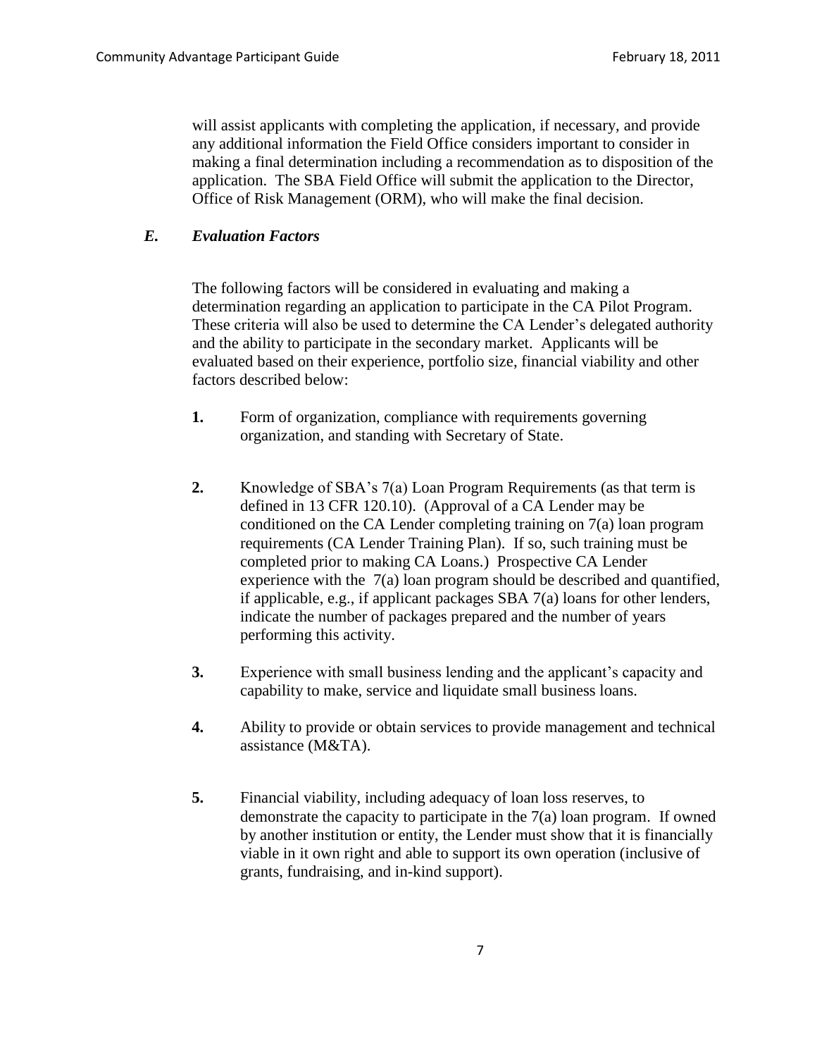will assist applicants with completing the application, if necessary, and provide any additional information the Field Office considers important to consider in making a final determination including a recommendation as to disposition of the application. The SBA Field Office will submit the application to the Director, Office of Risk Management (ORM), who will make the final decision.

### *E. Evaluation Factors*

The following factors will be considered in evaluating and making a determination regarding an application to participate in the CA Pilot Program. These criteria will also be used to determine the CA Lender's delegated authority and the ability to participate in the secondary market. Applicants will be evaluated based on their experience, portfolio size, financial viability and other factors described below:

**1.** Form of organization, compliance with requirements governing organization, and standing with Secretary of State.

**2.** Knowledge of SBA's 7(a) Loan Program Requirements (as that term is defined in 13 CFR 120.10). (Approval of a CA Lender may be conditioned on the CA Lender completing training on 7(a) loan program requirements (CA Lender Training Plan). If so, such training must be completed prior to making CA Loans.) Prospective CA Lender experience with the 7(a) loan program should be described and quantified, if applicable, e.g., if applicant packages SBA 7(a) loans for other lenders, indicate the number of packages prepared and the number of years performing this activity.

**3.** Experience with small business lending and the applicant's capacity and capability to make, service and liquidate small business loans.

**4.** Ability to provide or obtain services to provide management and technical assistance (M&TA).

**5.** Financial viability, including adequacy of loan loss reserves, to demonstrate the capacity to participate in the 7(a) loan program. If owned by another institution or entity, the Lender must show that it is financially viable in it own right and able to support its own operation (inclusive of grants, fundraising, and in-kind support).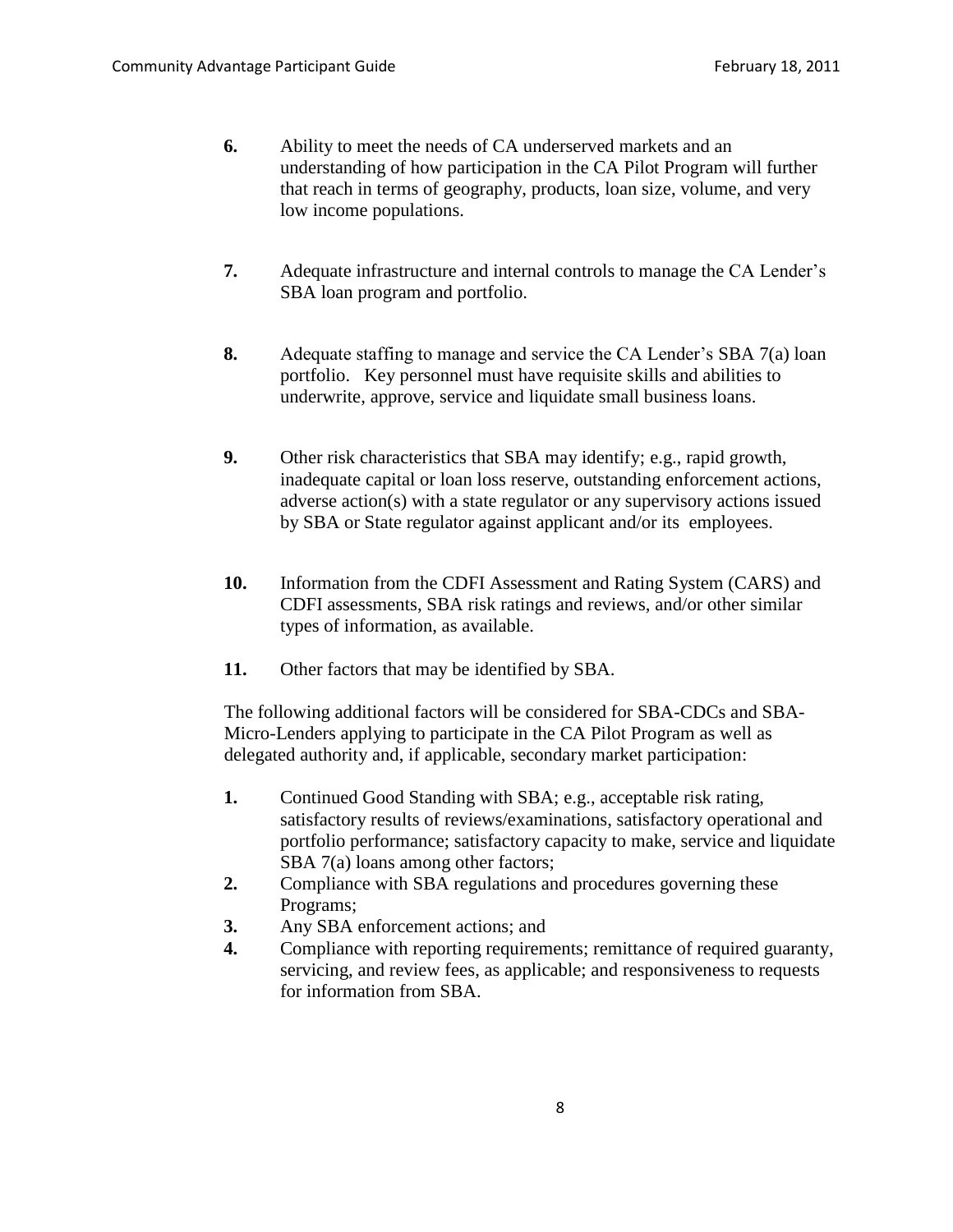6. Ability to meet the needs of CA underserved markets and an understanding of how participation in the CA Pilot Program will further that reach in terms of geography, products, loan size, volume, and very low income populations.

7. Adequate infrastructure and internal controls to manage the CA Lender's SBA loan program and portfolio.

8. Adequate staffing to manage and service the CA Lender's SBA 7(a) loan portfolio. Key personnel must have requisite skills and abilities to underwrite, approve, service and liquidate small business loans.

9. Other risk characteristics that SBA may identify; e.g., rapid growth, inadequate capital or loan loss reserve, outstanding enforcement actions, adverse action(s) with a state regulator or any supervisory actions issued by SBA or State regulator against applicant and/or its employees.

10. Information from the CDFI Assessment and Rating System (CARS) and CDFI assessments, SBA risk ratings and reviews, and/or other similar types of information, as available.

11. Other factors that may be identified by SBA.

The following additional factors will be considered for SBA-CDCs and SBA-Micro-Lenders applying to participate in the CA Pilot Program as well as delegated authority and, if applicable, secondary market participation:

1. Continued Good Standing with SBA; e.g., acceptable risk rating, satisfactory results of reviews/examinations, satisfactory operational and portfolio performance; satisfactory capacity to make, service and liquidate SBA 7(a) loans among other factors;
2. Compliance with SBA regulations and procedures governing these Programs;
3. Any SBA enforcement actions; and
4. Compliance with reporting requirements; remittance of required guaranty, servicing, and review fees, as applicable; and responsiveness to requests for information from SBA.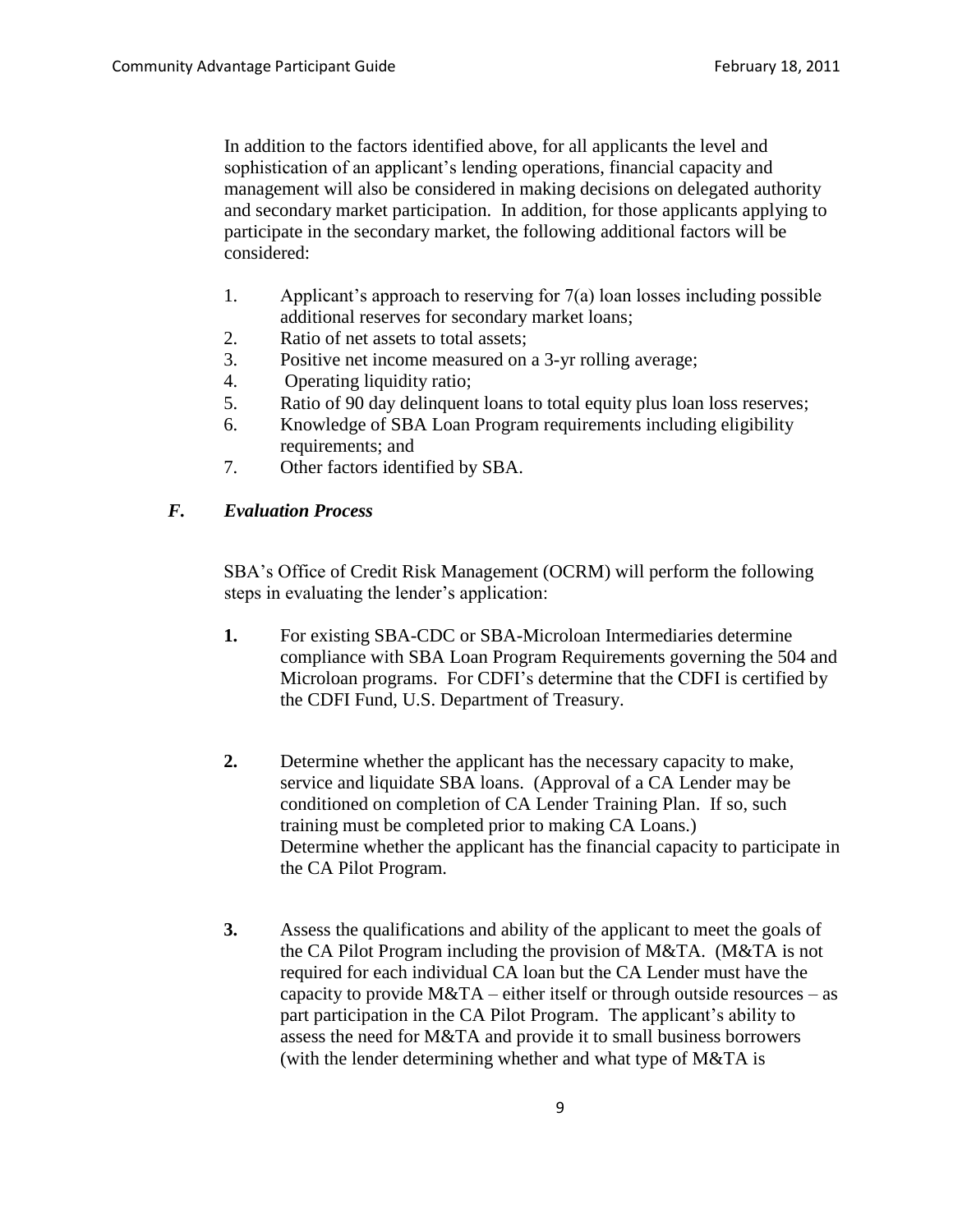In addition to the factors identified above, for all applicants the level and sophistication of an applicant's lending operations, financial capacity and management will also be considered in making decisions on delegated authority and secondary market participation. In addition, for those applicants applying to participate in the secondary market, the following additional factors will be considered:

1. Applicant's approach to reserving for 7(a) loan losses including possible additional reserves for secondary market loans;
2. Ratio of net assets to total assets;
3. Positive net income measured on a 3-yr rolling average;
4. Operating liquidity ratio;
5. Ratio of 90 day delinquent loans to total equity plus loan loss reserves;
6. Knowledge of SBA Loan Program requirements including eligibility requirements; and
7. Other factors identified by SBA.

### *F. Evaluation Process*

SBA's Office of Credit Risk Management (OCRM) will perform the following steps in evaluating the lender's application:

**1.** For existing SBA-CDC or SBA-Microloan Intermediaries determine compliance with SBA Loan Program Requirements governing the 504 and Microloan programs. For CDFI's determine that the CDFI is certified by the CDFI Fund, U.S. Department of Treasury.

**2.** Determine whether the applicant has the necessary capacity to make, service and liquidate SBA loans. (Approval of a CA Lender may be conditioned on completion of CA Lender Training Plan. If so, such training must be completed prior to making CA Loans.)
Determine whether the applicant has the financial capacity to participate in the CA Pilot Program.

**3.** Assess the qualifications and ability of the applicant to meet the goals of the CA Pilot Program including the provision of M&TA. (M&TA is not required for each individual CA loan but the CA Lender must have the capacity to provide M&TA – either itself or through outside resources – as part participation in the CA Pilot Program. The applicant's ability to assess the need for M&TA and provide it to small business borrowers (with the lender determining whether and what type of M&TA is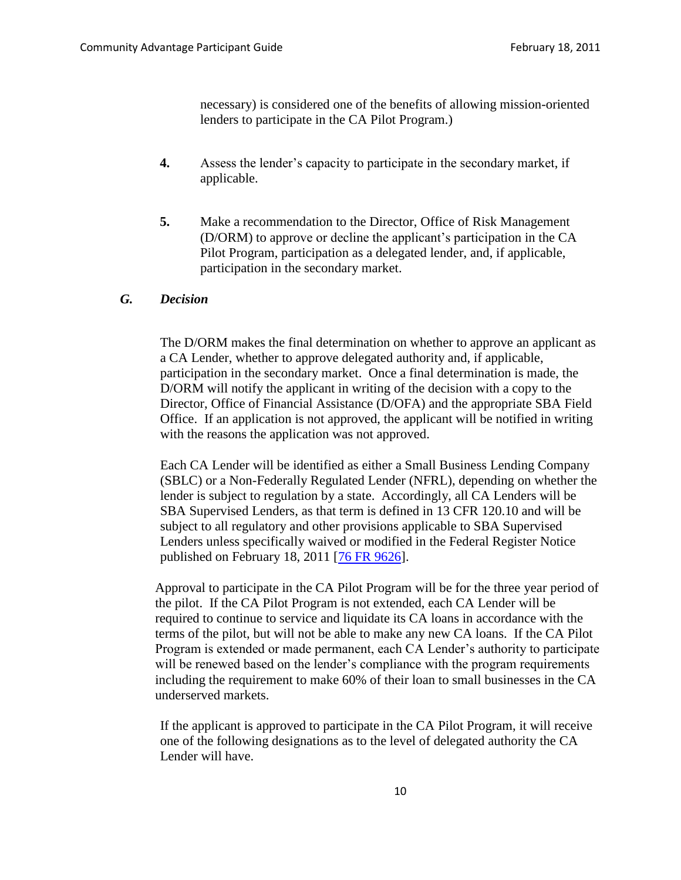necessary) is considered one of the benefits of allowing mission-oriented lenders to participate in the CA Pilot Program.)

**4.** Assess the lender's capacity to participate in the secondary market, if applicable.

**5.** Make a recommendation to the Director, Office of Risk Management (D/ORM) to approve or decline the applicant's participation in the CA Pilot Program, participation as a delegated lender, and, if applicable, participation in the secondary market.

### *G. Decision*

The D/ORM makes the final determination on whether to approve an applicant as a CA Lender, whether to approve delegated authority and, if applicable, participation in the secondary market. Once a final determination is made, the D/ORM will notify the applicant in writing of the decision with a copy to the Director, Office of Financial Assistance (D/OFA) and the appropriate SBA Field Office. If an application is not approved, the applicant will be notified in writing with the reasons the application was not approved.

Each CA Lender will be identified as either a Small Business Lending Company (SBLC) or a Non-Federally Regulated Lender (NFRL), depending on whether the lender is subject to regulation by a state. Accordingly, all CA Lenders will be SBA Supervised Lenders, as that term is defined in 13 CFR 120.10 and will be subject to all regulatory and other provisions applicable to SBA Supervised Lenders unless specifically waived or modified in the Federal Register Notice published on February 18, 2011 [76 FR 9626].

Approval to participate in the CA Pilot Program will be for the three year period of the pilot. If the CA Pilot Program is not extended, each CA Lender will be required to continue to service and liquidate its CA loans in accordance with the terms of the pilot, but will not be able to make any new CA loans. If the CA Pilot Program is extended or made permanent, each CA Lender's authority to participate will be renewed based on the lender's compliance with the program requirements including the requirement to make 60% of their loan to small businesses in the CA underserved markets.

If the applicant is approved to participate in the CA Pilot Program, it will receive one of the following designations as to the level of delegated authority the CA Lender will have.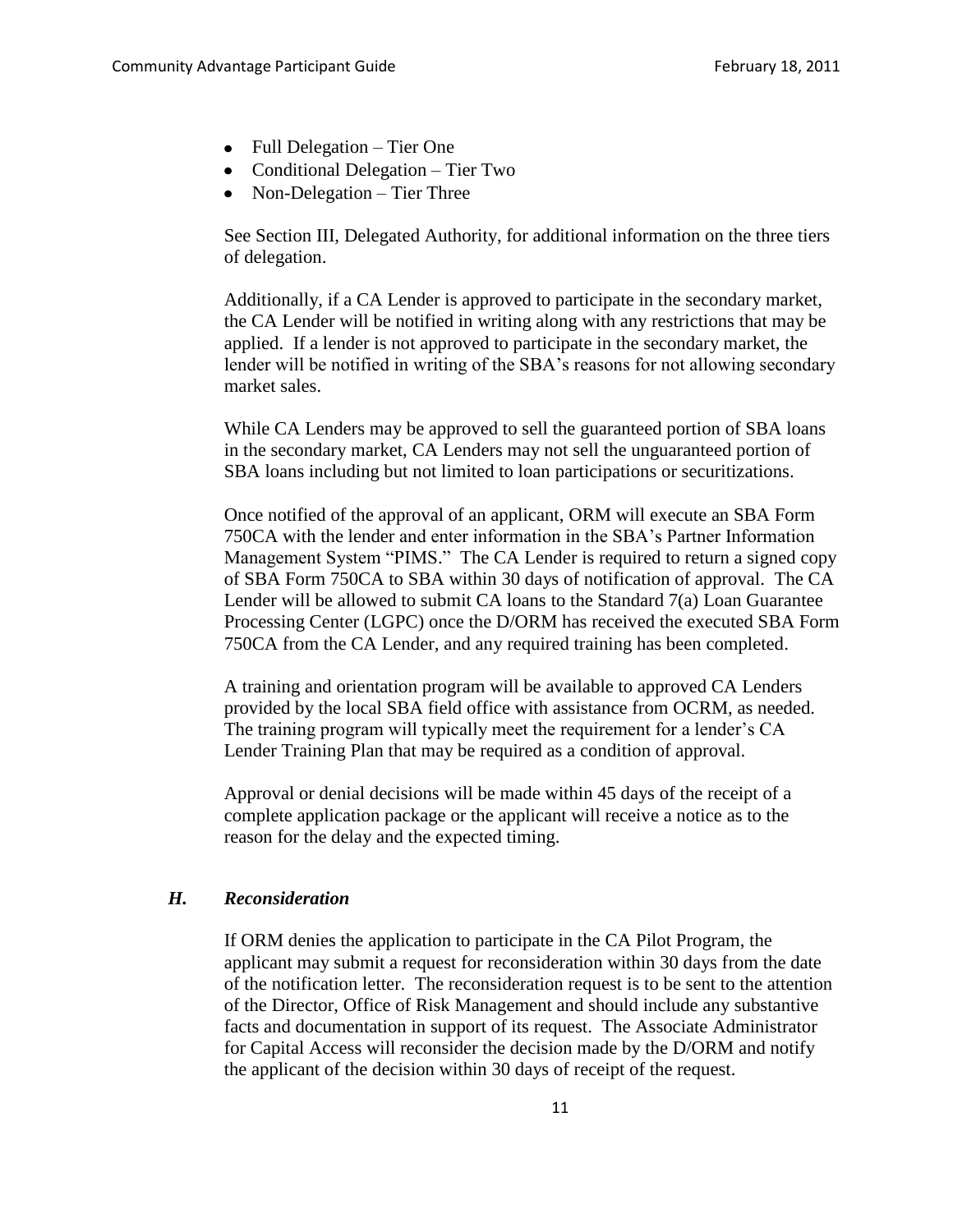- Full Delegation – Tier One
- Conditional Delegation – Tier Two
- Non-Delegation – Tier Three

See Section III, Delegated Authority, for additional information on the three tiers of delegation.

Additionally, if a CA Lender is approved to participate in the secondary market, the CA Lender will be notified in writing along with any restrictions that may be applied. If a lender is not approved to participate in the secondary market, the lender will be notified in writing of the SBA's reasons for not allowing secondary market sales.

While CA Lenders may be approved to sell the guaranteed portion of SBA loans in the secondary market, CA Lenders may not sell the unguaranteed portion of SBA loans including but not limited to loan participations or securitizations.

Once notified of the approval of an applicant, ORM will execute an SBA Form 750CA with the lender and enter information in the SBA's Partner Information Management System "PIMS." The CA Lender is required to return a signed copy of SBA Form 750CA to SBA within 30 days of notification of approval. The CA Lender will be allowed to submit CA loans to the Standard 7(a) Loan Guarantee Processing Center (LGPC) once the D/ORM has received the executed SBA Form 750CA from the CA Lender, and any required training has been completed.

A training and orientation program will be available to approved CA Lenders provided by the local SBA field office with assistance from OCRM, as needed. The training program will typically meet the requirement for a lender's CA Lender Training Plan that may be required as a condition of approval.

Approval or denial decisions will be made within 45 days of the receipt of a complete application package or the applicant will receive a notice as to the reason for the delay and the expected timing.

### *H. Reconsideration*

If ORM denies the application to participate in the CA Pilot Program, the applicant may submit a request for reconsideration within 30 days from the date of the notification letter. The reconsideration request is to be sent to the attention of the Director, Office of Risk Management and should include any substantive facts and documentation in support of its request. The Associate Administrator for Capital Access will reconsider the decision made by the D/ORM and notify the applicant of the decision within 30 days of receipt of the request.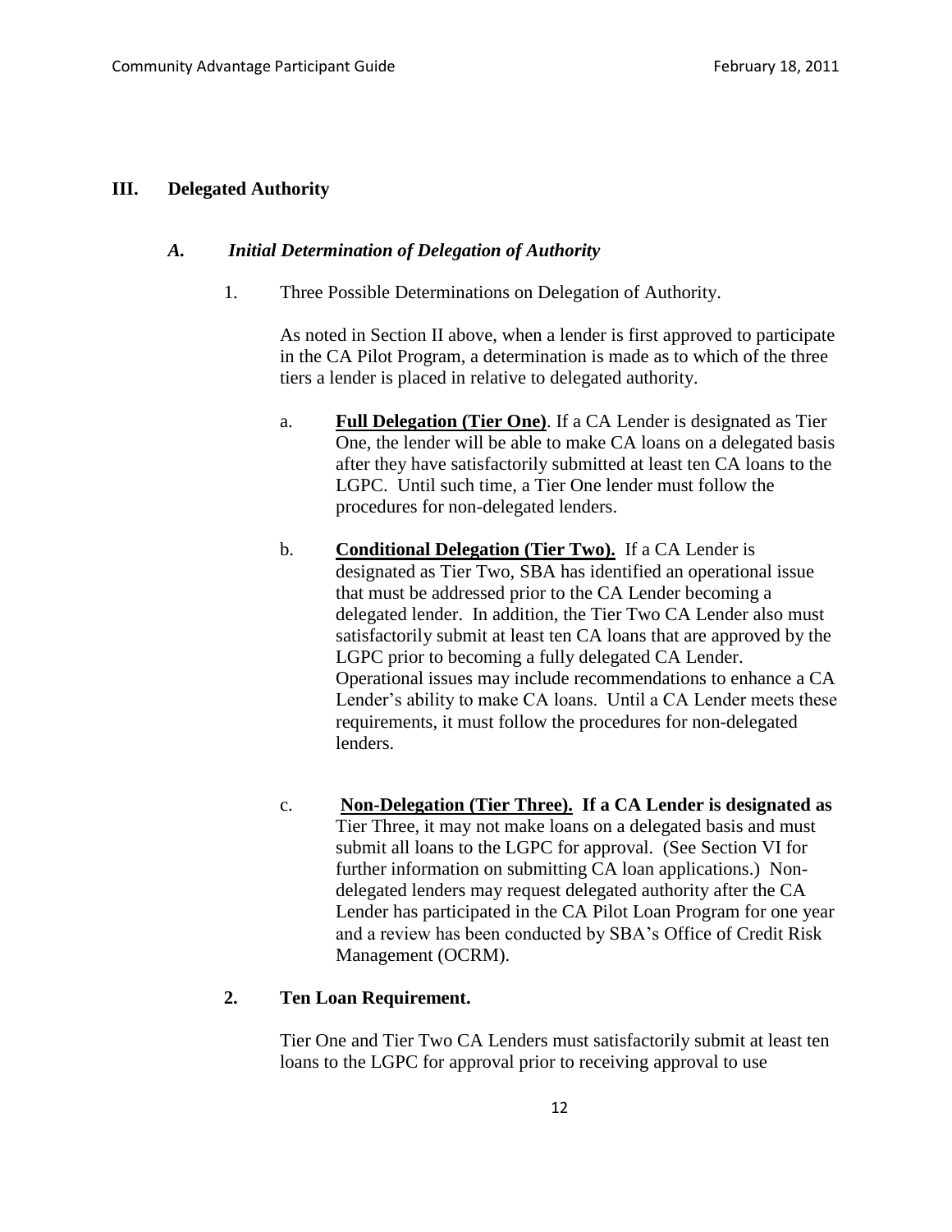## III. Delegated Authority

### *A. Initial Determination of Delegation of Authority*

1. Three Possible Determinations on Delegation of Authority.

   As noted in Section II above, when a lender is first approved to participate in the CA Pilot Program, a determination is made as to which of the three tiers a lender is placed in relative to delegated authority.

   a. **Full Delegation (Tier One)**. If a CA Lender is designated as Tier One, the lender will be able to make CA loans on a delegated basis after they have satisfactorily submitted at least ten CA loans to the LGPC. Until such time, a Tier One lender must follow the procedures for non-delegated lenders.

   b. **Conditional Delegation (Tier Two).** If a CA Lender is designated as Tier Two, SBA has identified an operational issue that must be addressed prior to the CA Lender becoming a delegated lender. In addition, the Tier Two CA Lender also must satisfactorily submit at least ten CA loans that are approved by the LGPC prior to becoming a fully delegated CA Lender. Operational issues may include recommendations to enhance a CA Lender's ability to make CA loans. Until a CA Lender meets these requirements, it must follow the procedures for non-delegated lenders.

   c. **Non-Delegation (Tier Three). If a CA Lender is designated as** Tier Three, it may not make loans on a delegated basis and must submit all loans to the LGPC for approval. (See Section VI for further information on submitting CA loan applications.) Non-delegated lenders may request delegated authority after the CA Lender has participated in the CA Pilot Loan Program for one year and a review has been conducted by SBA's Office of Credit Risk Management (OCRM).

2. **Ten Loan Requirement.**

   Tier One and Tier Two CA Lenders must satisfactorily submit at least ten loans to the LGPC for approval prior to receiving approval to use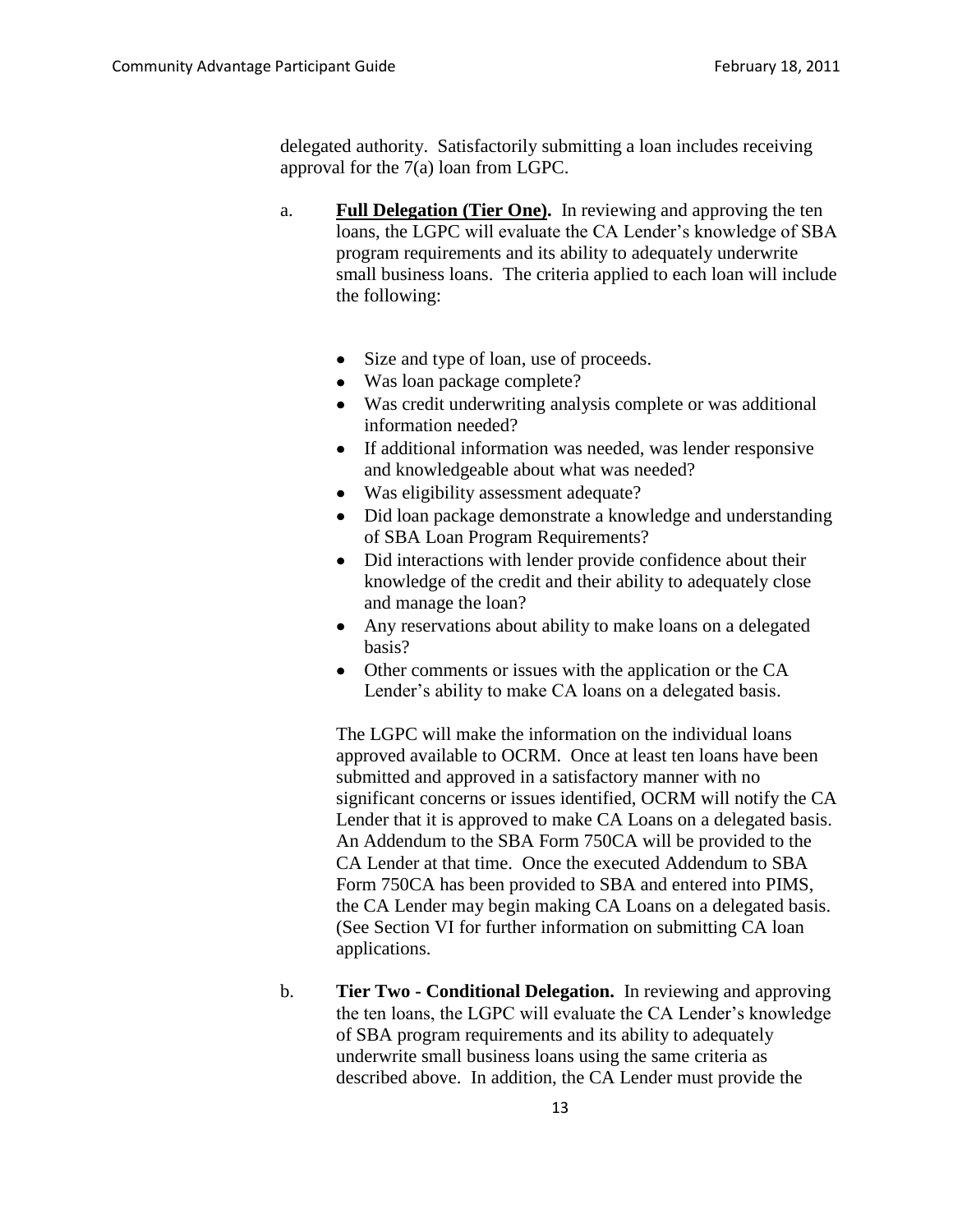delegated authority. Satisfactorily submitting a loan includes receiving approval for the 7(a) loan from LGPC.

a. **Full Delegation (Tier One).** In reviewing and approving the ten loans, the LGPC will evaluate the CA Lender's knowledge of SBA program requirements and its ability to adequately underwrite small business loans. The criteria applied to each loan will include the following:

- Size and type of loan, use of proceeds.
- Was loan package complete?
- Was credit underwriting analysis complete or was additional information needed?
- If additional information was needed, was lender responsive and knowledgeable about what was needed?
- Was eligibility assessment adequate?
- Did loan package demonstrate a knowledge and understanding of SBA Loan Program Requirements?
- Did interactions with lender provide confidence about their knowledge of the credit and their ability to adequately close and manage the loan?
- Any reservations about ability to make loans on a delegated basis?
- Other comments or issues with the application or the CA Lender's ability to make CA loans on a delegated basis.

The LGPC will make the information on the individual loans approved available to OCRM. Once at least ten loans have been submitted and approved in a satisfactory manner with no significant concerns or issues identified, OCRM will notify the CA Lender that it is approved to make CA Loans on a delegated basis. An Addendum to the SBA Form 750CA will be provided to the CA Lender at that time. Once the executed Addendum to SBA Form 750CA has been provided to SBA and entered into PIMS, the CA Lender may begin making CA Loans on a delegated basis. (See Section VI for further information on submitting CA loan applications.

b. **Tier Two - Conditional Delegation.** In reviewing and approving the ten loans, the LGPC will evaluate the CA Lender's knowledge of SBA program requirements and its ability to adequately underwrite small business loans using the same criteria as described above. In addition, the CA Lender must provide the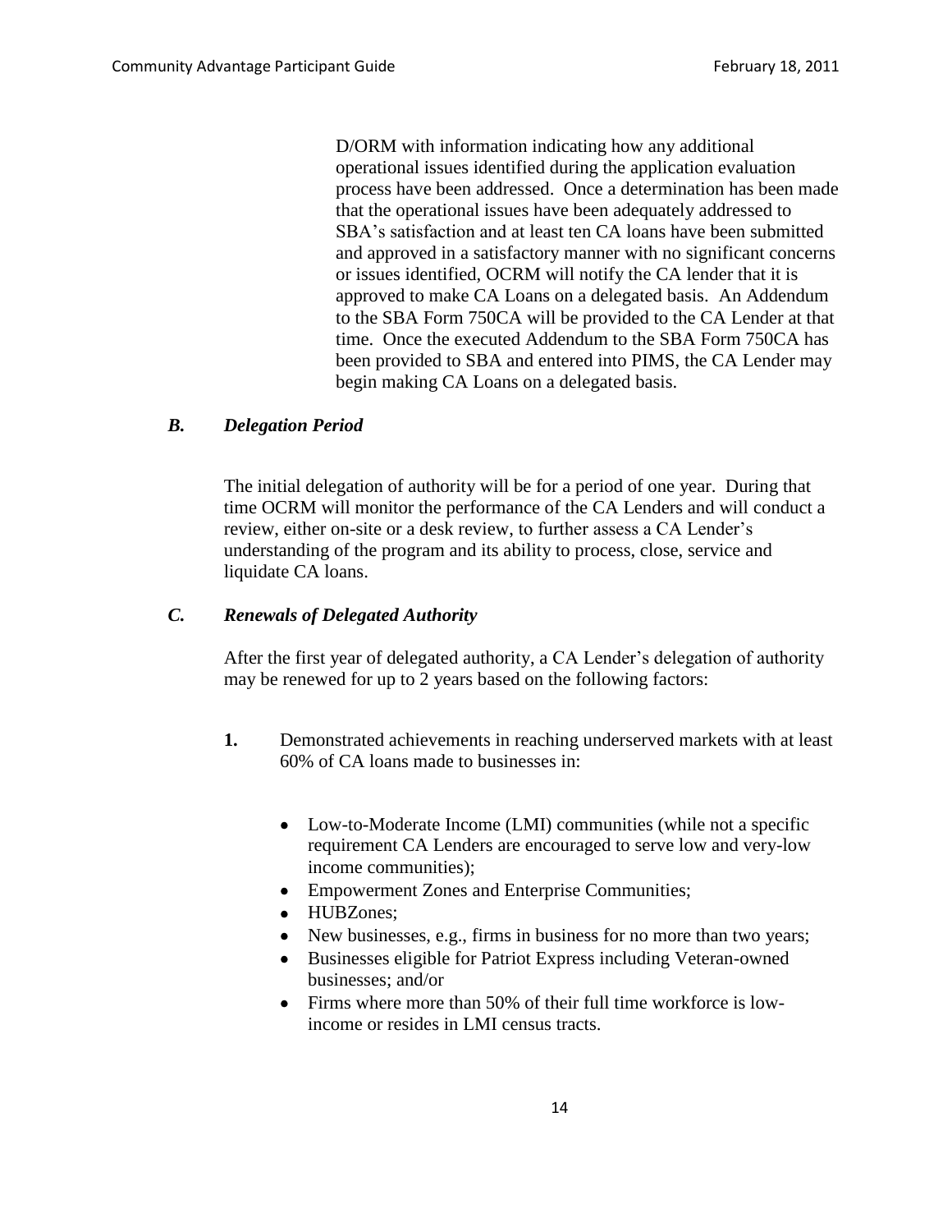D/ORM with information indicating how any additional operational issues identified during the application evaluation process have been addressed. Once a determination has been made that the operational issues have been adequately addressed to SBA's satisfaction and at least ten CA loans have been submitted and approved in a satisfactory manner with no significant concerns or issues identified, OCRM will notify the CA lender that it is approved to make CA Loans on a delegated basis. An Addendum to the SBA Form 750CA will be provided to the CA Lender at that time. Once the executed Addendum to the SBA Form 750CA has been provided to SBA and entered into PIMS, the CA Lender may begin making CA Loans on a delegated basis.

### *B. Delegation Period*

The initial delegation of authority will be for a period of one year. During that time OCRM will monitor the performance of the CA Lenders and will conduct a review, either on-site or a desk review, to further assess a CA Lender's understanding of the program and its ability to process, close, service and liquidate CA loans.

### *C. Renewals of Delegated Authority*

After the first year of delegated authority, a CA Lender's delegation of authority may be renewed for up to 2 years based on the following factors:

**1.** Demonstrated achievements in reaching underserved markets with at least 60% of CA loans made to businesses in:

- Low-to-Moderate Income (LMI) communities (while not a specific requirement CA Lenders are encouraged to serve low and very-low income communities);
- Empowerment Zones and Enterprise Communities;
- HUBZones;
- New businesses, e.g., firms in business for no more than two years;
- Businesses eligible for Patriot Express including Veteran-owned businesses; and/or
- Firms where more than 50% of their full time workforce is low-income or resides in LMI census tracts.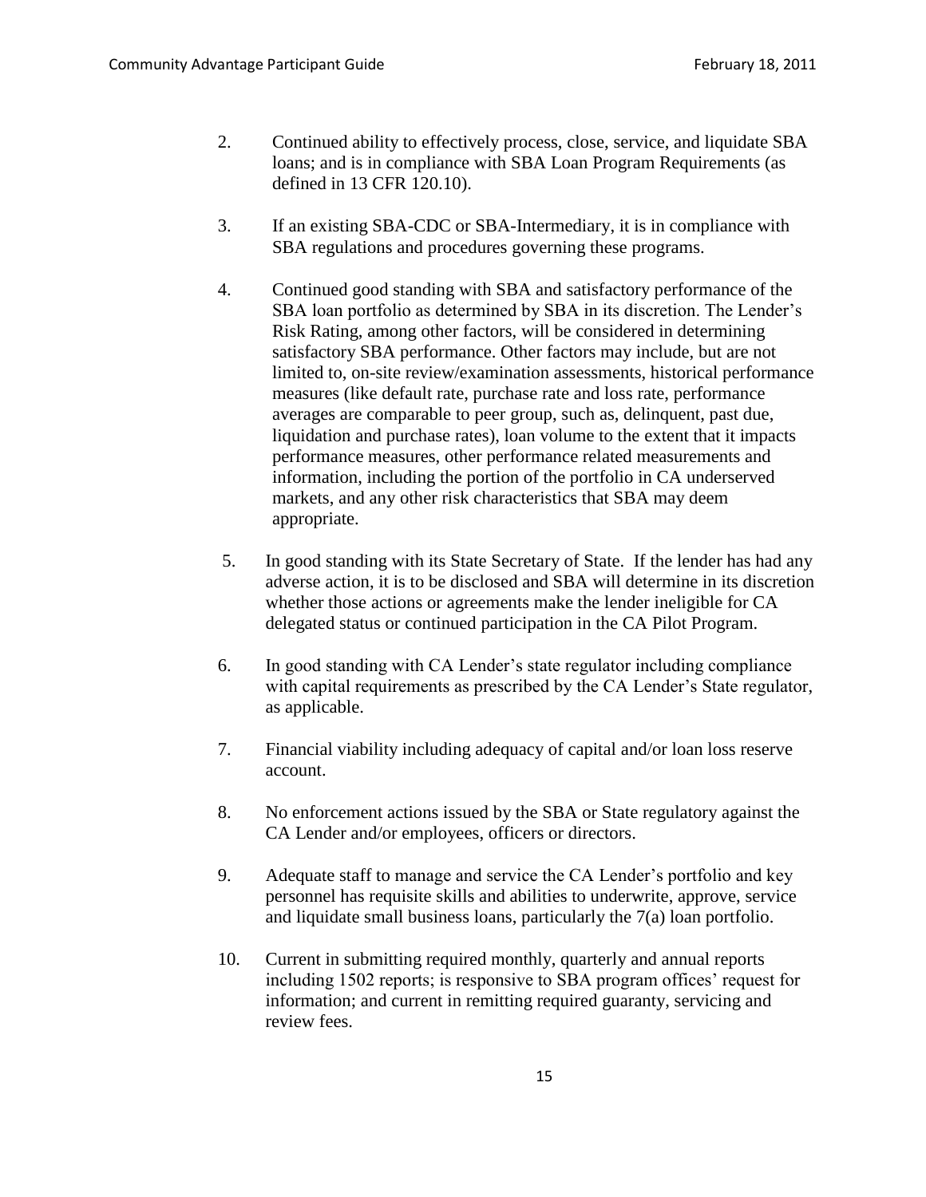2. Continued ability to effectively process, close, service, and liquidate SBA loans; and is in compliance with SBA Loan Program Requirements (as defined in 13 CFR 120.10).

3. If an existing SBA-CDC or SBA-Intermediary, it is in compliance with SBA regulations and procedures governing these programs.

4. Continued good standing with SBA and satisfactory performance of the SBA loan portfolio as determined by SBA in its discretion. The Lender's Risk Rating, among other factors, will be considered in determining satisfactory SBA performance. Other factors may include, but are not limited to, on-site review/examination assessments, historical performance measures (like default rate, purchase rate and loss rate, performance averages are comparable to peer group, such as, delinquent, past due, liquidation and purchase rates), loan volume to the extent that it impacts performance measures, other performance related measurements and information, including the portion of the portfolio in CA underserved markets, and any other risk characteristics that SBA may deem appropriate.

5. In good standing with its State Secretary of State. If the lender has had any adverse action, it is to be disclosed and SBA will determine in its discretion whether those actions or agreements make the lender ineligible for CA delegated status or continued participation in the CA Pilot Program.

6. In good standing with CA Lender's state regulator including compliance with capital requirements as prescribed by the CA Lender's State regulator, as applicable.

7. Financial viability including adequacy of capital and/or loan loss reserve account.

8. No enforcement actions issued by the SBA or State regulatory against the CA Lender and/or employees, officers or directors.

9. Adequate staff to manage and service the CA Lender's portfolio and key personnel has requisite skills and abilities to underwrite, approve, service and liquidate small business loans, particularly the 7(a) loan portfolio.

10. Current in submitting required monthly, quarterly and annual reports including 1502 reports; is responsive to SBA program offices' request for information; and current in remitting required guaranty, servicing and review fees.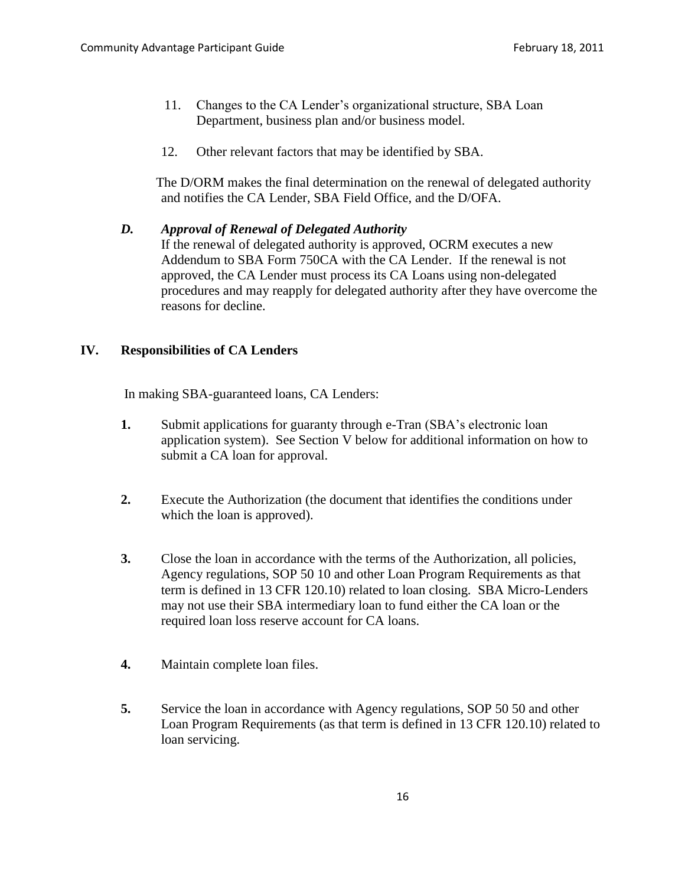11. Changes to the CA Lender's organizational structure, SBA Loan Department, business plan and/or business model.

12. Other relevant factors that may be identified by SBA.

The D/ORM makes the final determination on the renewal of delegated authority and notifies the CA Lender, SBA Field Office, and the D/OFA.

### *D. Approval of Renewal of Delegated Authority*

If the renewal of delegated authority is approved, OCRM executes a new Addendum to SBA Form 750CA with the CA Lender. If the renewal is not approved, the CA Lender must process its CA Loans using non-delegated procedures and may reapply for delegated authority after they have overcome the reasons for decline.

## IV. Responsibilities of CA Lenders

In making SBA-guaranteed loans, CA Lenders:

**1.** Submit applications for guaranty through e-Tran (SBA's electronic loan application system). See Section V below for additional information on how to submit a CA loan for approval.

**2.** Execute the Authorization (the document that identifies the conditions under which the loan is approved).

**3.** Close the loan in accordance with the terms of the Authorization, all policies, Agency regulations, SOP 50 10 and other Loan Program Requirements as that term is defined in 13 CFR 120.10) related to loan closing. SBA Micro-Lenders may not use their SBA intermediary loan to fund either the CA loan or the required loan loss reserve account for CA loans.

**4.** Maintain complete loan files.

**5.** Service the loan in accordance with Agency regulations, SOP 50 50 and other Loan Program Requirements (as that term is defined in 13 CFR 120.10) related to loan servicing.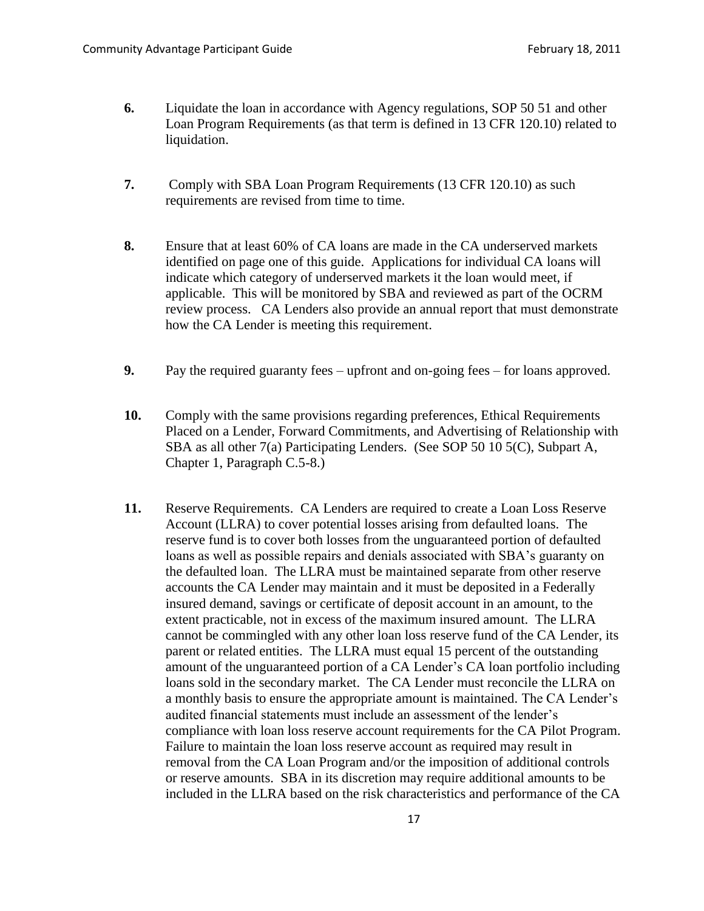**6.** Liquidate the loan in accordance with Agency regulations, SOP 50 51 and other Loan Program Requirements (as that term is defined in 13 CFR 120.10) related to liquidation.

**7.** Comply with SBA Loan Program Requirements (13 CFR 120.10) as such requirements are revised from time to time.

**8.** Ensure that at least 60% of CA loans are made in the CA underserved markets identified on page one of this guide. Applications for individual CA loans will indicate which category of underserved markets it the loan would meet, if applicable. This will be monitored by SBA and reviewed as part of the OCRM review process. CA Lenders also provide an annual report that must demonstrate how the CA Lender is meeting this requirement.

**9.** Pay the required guaranty fees – upfront and on-going fees – for loans approved.

**10.** Comply with the same provisions regarding preferences, Ethical Requirements Placed on a Lender, Forward Commitments, and Advertising of Relationship with SBA as all other 7(a) Participating Lenders. (See SOP 50 10 5(C), Subpart A, Chapter 1, Paragraph C.5-8.)

**11.** Reserve Requirements. CA Lenders are required to create a Loan Loss Reserve Account (LLRA) to cover potential losses arising from defaulted loans. The reserve fund is to cover both losses from the unguaranteed portion of defaulted loans as well as possible repairs and denials associated with SBA's guaranty on the defaulted loan. The LLRA must be maintained separate from other reserve accounts the CA Lender may maintain and it must be deposited in a Federally insured demand, savings or certificate of deposit account in an amount, to the extent practicable, not in excess of the maximum insured amount. The LLRA cannot be commingled with any other loan loss reserve fund of the CA Lender, its parent or related entities. The LLRA must equal 15 percent of the outstanding amount of the unguaranteed portion of a CA Lender's CA loan portfolio including loans sold in the secondary market. The CA Lender must reconcile the LLRA on a monthly basis to ensure the appropriate amount is maintained. The CA Lender's audited financial statements must include an assessment of the lender's compliance with loan loss reserve account requirements for the CA Pilot Program. Failure to maintain the loan loss reserve account as required may result in removal from the CA Loan Program and/or the imposition of additional controls or reserve amounts. SBA in its discretion may require additional amounts to be included in the LLRA based on the risk characteristics and performance of the CA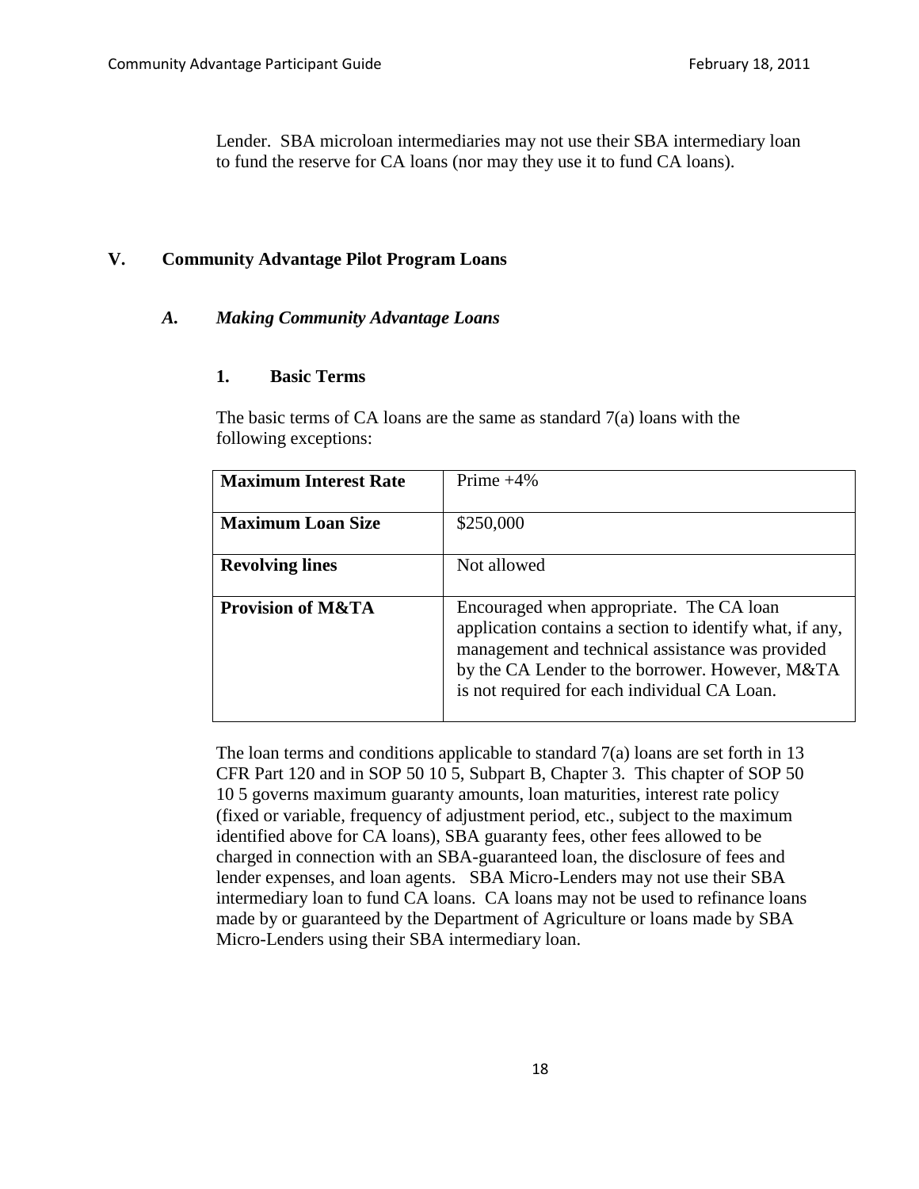Lender. SBA microloan intermediaries may not use their SBA intermediary loan to fund the reserve for CA loans (nor may they use it to fund CA loans).

## V. Community Advantage Pilot Program Loans

### *A. Making Community Advantage Loans*

#### 1. Basic Terms

The basic terms of CA loans are the same as standard 7(a) loans with the following exceptions:

| **Maximum Interest Rate** | Prime +4% |
|---|---|
| **Maximum Loan Size** | $250,000 |
| **Revolving lines** | Not allowed |
| **Provision of M&TA** | Encouraged when appropriate. The CA loan application contains a section to identify what, if any, management and technical assistance was provided by the CA Lender to the borrower. However, M&TA is not required for each individual CA Loan. |

The loan terms and conditions applicable to standard 7(a) loans are set forth in 13 CFR Part 120 and in SOP 50 10 5, Subpart B, Chapter 3. This chapter of SOP 50 10 5 governs maximum guaranty amounts, loan maturities, interest rate policy (fixed or variable, frequency of adjustment period, etc., subject to the maximum identified above for CA loans), SBA guaranty fees, other fees allowed to be charged in connection with an SBA-guaranteed loan, the disclosure of fees and lender expenses, and loan agents. SBA Micro-Lenders may not use their SBA intermediary loan to fund CA loans. CA loans may not be used to refinance loans made by or guaranteed by the Department of Agriculture or loans made by SBA Micro-Lenders using their SBA intermediary loan.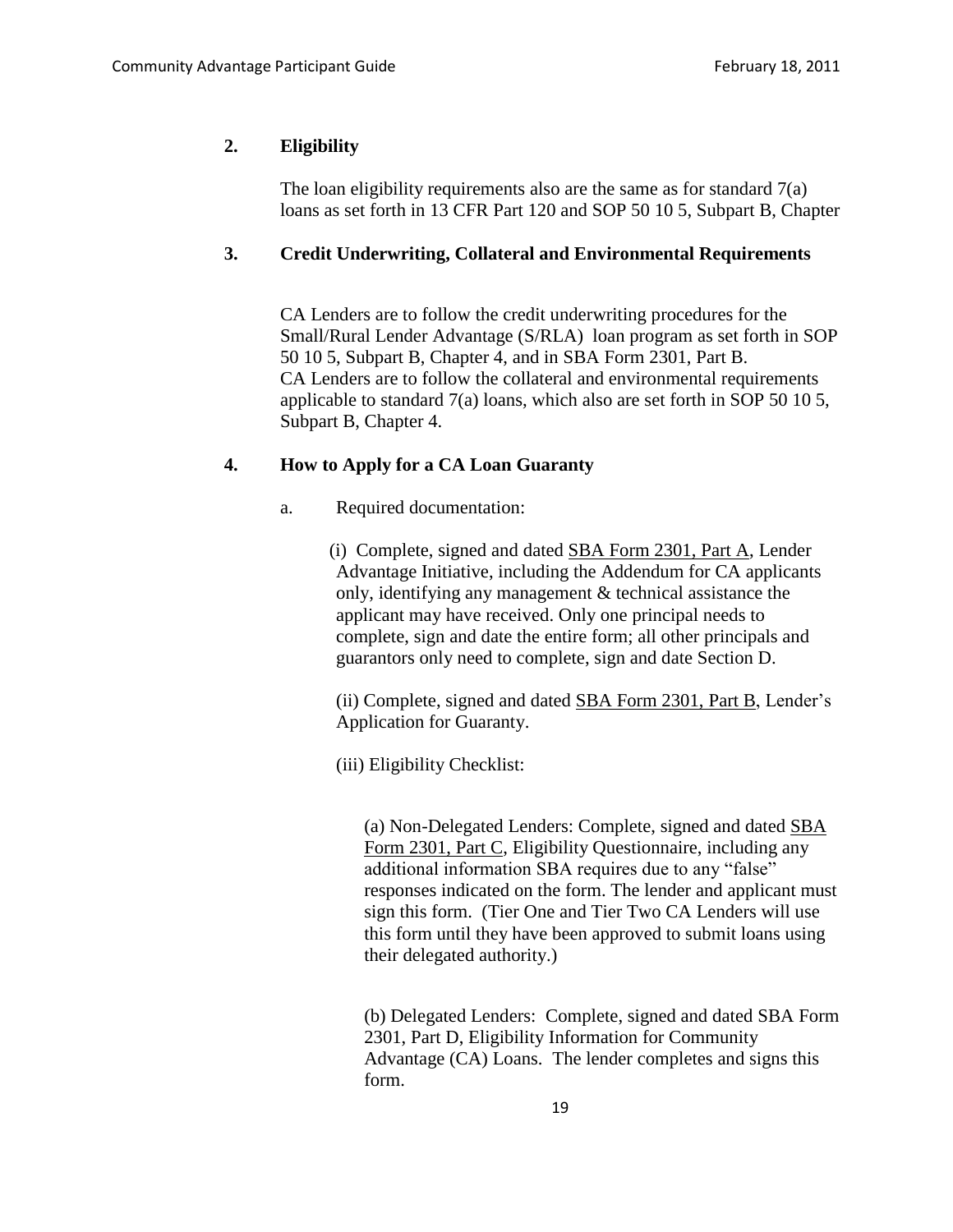## 2. Eligibility

The loan eligibility requirements also are the same as for standard 7(a) loans as set forth in 13 CFR Part 120 and SOP 50 10 5, Subpart B, Chapter

## 3. Credit Underwriting, Collateral and Environmental Requirements

CA Lenders are to follow the credit underwriting procedures for the Small/Rural Lender Advantage (S/RLA) loan program as set forth in SOP 50 10 5, Subpart B, Chapter 4, and in SBA Form 2301, Part B. CA Lenders are to follow the collateral and environmental requirements applicable to standard 7(a) loans, which also are set forth in SOP 50 10 5, Subpart B, Chapter 4.

## 4. How to Apply for a CA Loan Guaranty

a. Required documentation:

(i) Complete, signed and dated SBA Form 2301, Part A, Lender Advantage Initiative, including the Addendum for CA applicants only, identifying any management & technical assistance the applicant may have received. Only one principal needs to complete, sign and date the entire form; all other principals and guarantors only need to complete, sign and date Section D.

(ii) Complete, signed and dated SBA Form 2301, Part B, Lender's Application for Guaranty.

(iii) Eligibility Checklist:

(a) Non-Delegated Lenders: Complete, signed and dated SBA Form 2301, Part C, Eligibility Questionnaire, including any additional information SBA requires due to any "false" responses indicated on the form. The lender and applicant must sign this form. (Tier One and Tier Two CA Lenders will use this form until they have been approved to submit loans using their delegated authority.)

(b) Delegated Lenders: Complete, signed and dated SBA Form 2301, Part D, Eligibility Information for Community Advantage (CA) Loans. The lender completes and signs this form.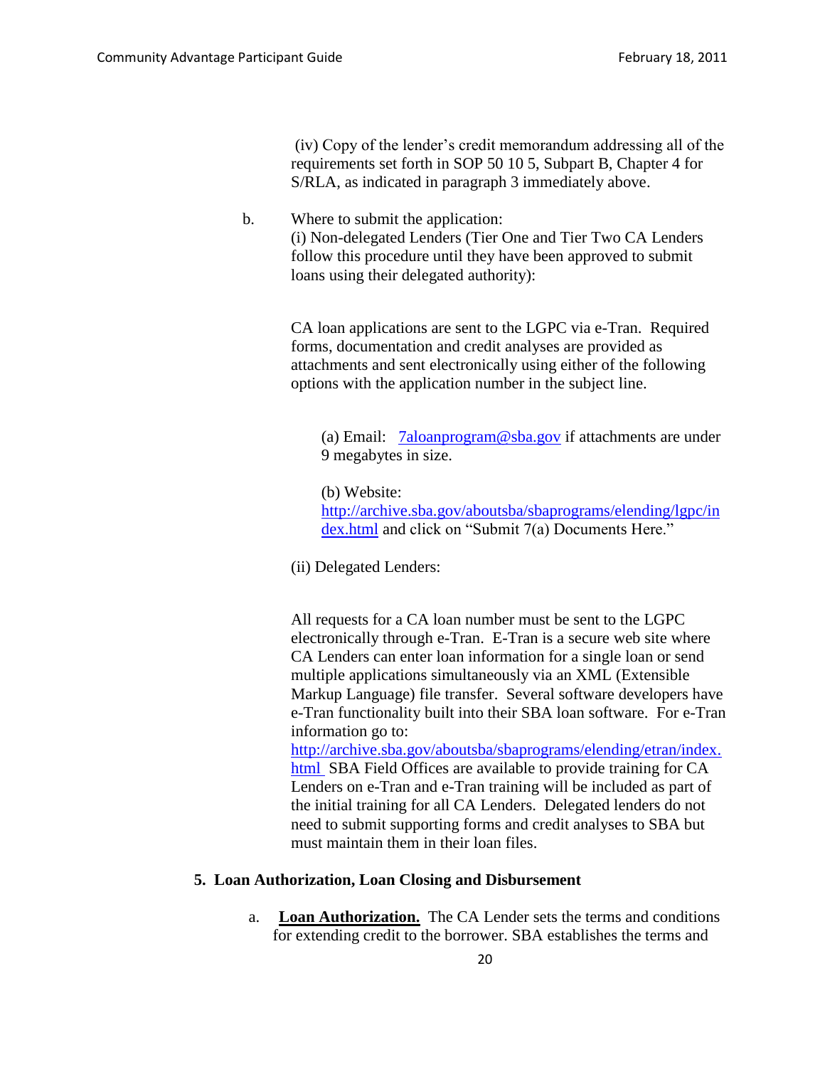(iv) Copy of the lender's credit memorandum addressing all of the requirements set forth in SOP 50 10 5, Subpart B, Chapter 4 for S/RLA, as indicated in paragraph 3 immediately above.

b. Where to submit the application:

(i) Non-delegated Lenders (Tier One and Tier Two CA Lenders follow this procedure until they have been approved to submit loans using their delegated authority):

CA loan applications are sent to the LGPC via e-Tran. Required forms, documentation and credit analyses are provided as attachments and sent electronically using either of the following options with the application number in the subject line.

(a) Email: 7aloanprogram@sba.gov if attachments are under 9 megabytes in size.

(b) Website: http://archive.sba.gov/aboutsba/sbaprograms/elending/lgpc/index.html and click on "Submit 7(a) Documents Here."

(ii) Delegated Lenders:

All requests for a CA loan number must be sent to the LGPC electronically through e-Tran. E-Tran is a secure web site where CA Lenders can enter loan information for a single loan or send multiple applications simultaneously via an XML (Extensible Markup Language) file transfer. Several software developers have e-Tran functionality built into their SBA loan software. For e-Tran information go to: http://archive.sba.gov/aboutsba/sbaprograms/elending/etran/index.html SBA Field Offices are available to provide training for CA Lenders on e-Tran and e-Tran training will be included as part of the initial training for all CA Lenders. Delegated lenders do not need to submit supporting forms and credit analyses to SBA but must maintain them in their loan files.

**5. Loan Authorization, Loan Closing and Disbursement**

a. **Loan Authorization.** The CA Lender sets the terms and conditions for extending credit to the borrower. SBA establishes the terms and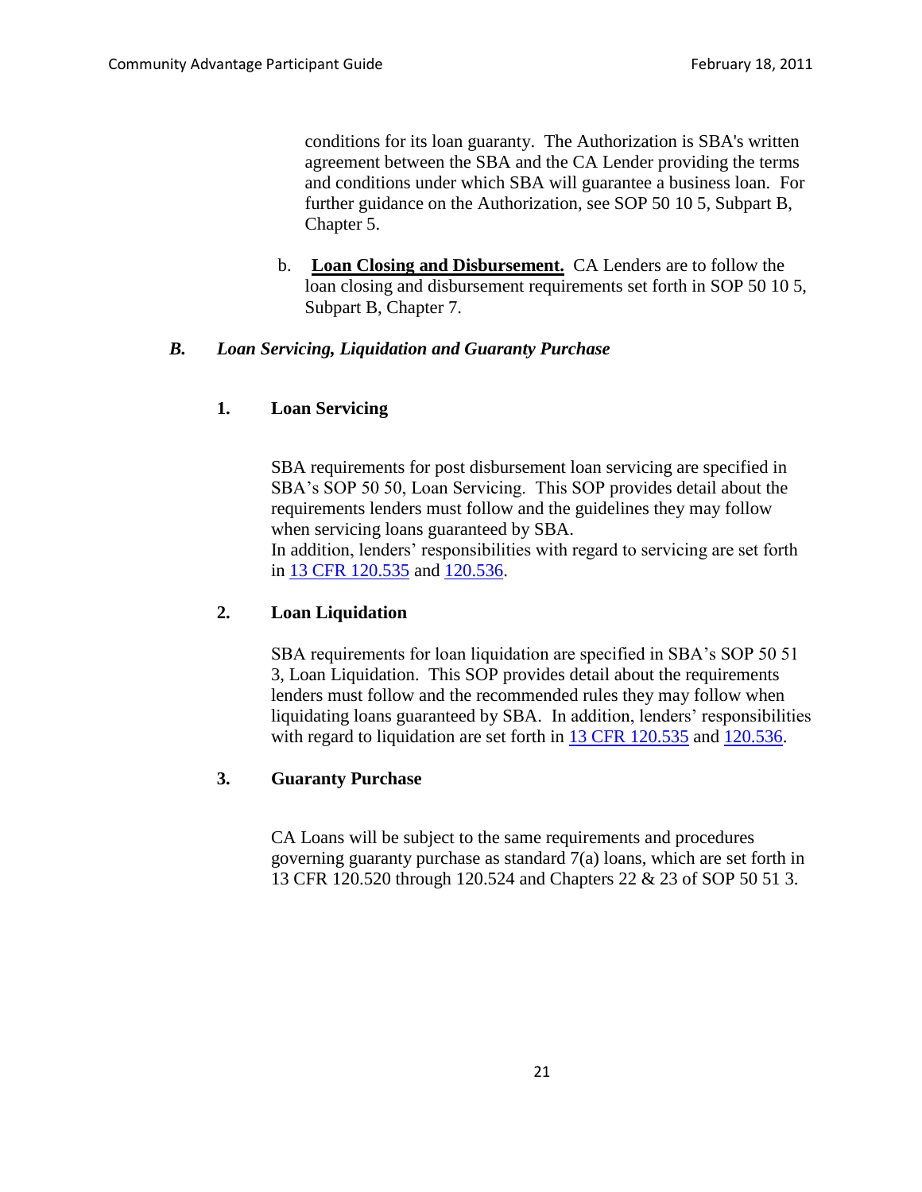conditions for its loan guaranty. The Authorization is SBA's written agreement between the SBA and the CA Lender providing the terms and conditions under which SBA will guarantee a business loan. For further guidance on the Authorization, see SOP 50 10 5, Subpart B, Chapter 5.

b. **Loan Closing and Disbursement.** CA Lenders are to follow the loan closing and disbursement requirements set forth in SOP 50 10 5, Subpart B, Chapter 7.

### *B. Loan Servicing, Liquidation and Guaranty Purchase*

#### 1. Loan Servicing

SBA requirements for post disbursement loan servicing are specified in SBA's SOP 50 50, Loan Servicing. This SOP provides detail about the requirements lenders must follow and the guidelines they may follow when servicing loans guaranteed by SBA.
In addition, lenders' responsibilities with regard to servicing are set forth in 13 CFR 120.535 and 120.536.

#### 2. Loan Liquidation

SBA requirements for loan liquidation are specified in SBA's SOP 50 51 3, Loan Liquidation. This SOP provides detail about the requirements lenders must follow and the recommended rules they may follow when liquidating loans guaranteed by SBA. In addition, lenders' responsibilities with regard to liquidation are set forth in 13 CFR 120.535 and 120.536.

#### 3. Guaranty Purchase

CA Loans will be subject to the same requirements and procedures governing guaranty purchase as standard 7(a) loans, which are set forth in 13 CFR 120.520 through 120.524 and Chapters 22 & 23 of SOP 50 51 3.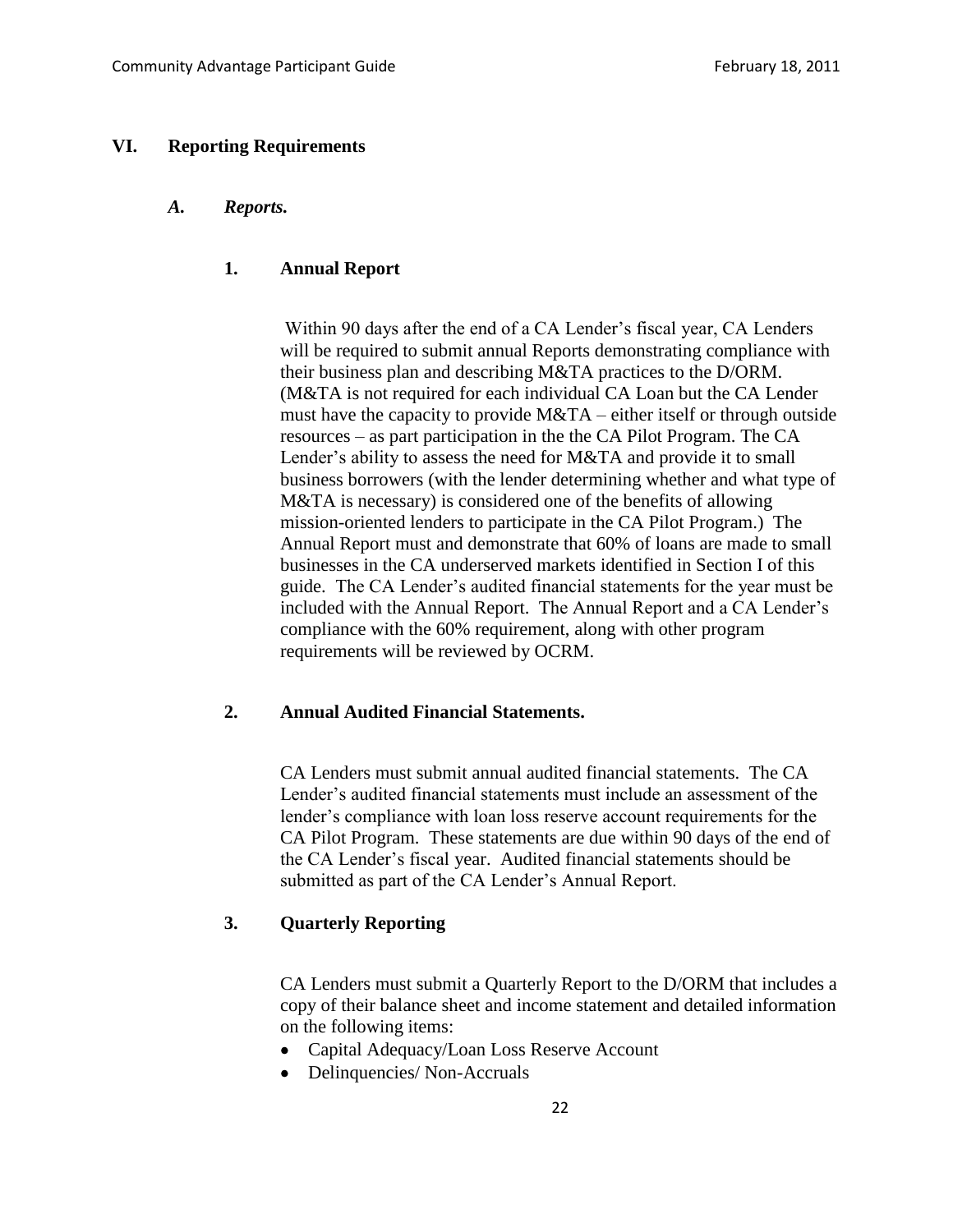## VI. Reporting Requirements

### *A. Reports.*

#### 1. Annual Report

Within 90 days after the end of a CA Lender's fiscal year, CA Lenders will be required to submit annual Reports demonstrating compliance with their business plan and describing M&TA practices to the D/ORM. (M&TA is not required for each individual CA Loan but the CA Lender must have the capacity to provide M&TA – either itself or through outside resources – as part participation in the the CA Pilot Program. The CA Lender's ability to assess the need for M&TA and provide it to small business borrowers (with the lender determining whether and what type of M&TA is necessary) is considered one of the benefits of allowing mission-oriented lenders to participate in the CA Pilot Program.) The Annual Report must and demonstrate that 60% of loans are made to small businesses in the CA underserved markets identified in Section I of this guide. The CA Lender's audited financial statements for the year must be included with the Annual Report. The Annual Report and a CA Lender's compliance with the 60% requirement, along with other program requirements will be reviewed by OCRM.

#### 2. Annual Audited Financial Statements.

CA Lenders must submit annual audited financial statements. The CA Lender's audited financial statements must include an assessment of the lender's compliance with loan loss reserve account requirements for the CA Pilot Program. These statements are due within 90 days of the end of the CA Lender's fiscal year. Audited financial statements should be submitted as part of the CA Lender's Annual Report.

#### 3. Quarterly Reporting

CA Lenders must submit a Quarterly Report to the D/ORM that includes a copy of their balance sheet and income statement and detailed information on the following items:

- Capital Adequacy/Loan Loss Reserve Account
- Delinquencies/ Non-Accruals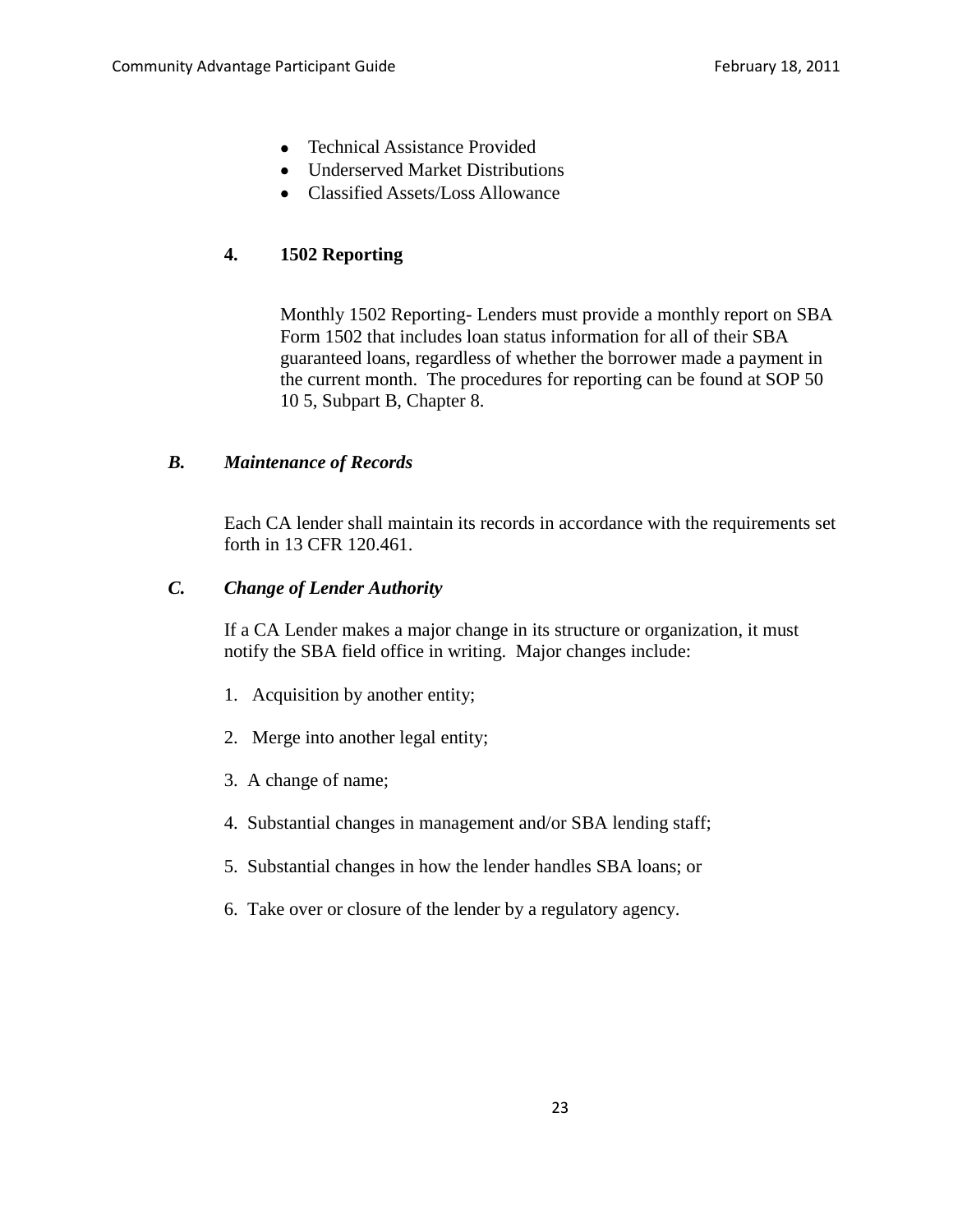- Technical Assistance Provided
- Underserved Market Distributions
- Classified Assets/Loss Allowance

#### 4. 1502 Reporting

Monthly 1502 Reporting- Lenders must provide a monthly report on SBA Form 1502 that includes loan status information for all of their SBA guaranteed loans, regardless of whether the borrower made a payment in the current month. The procedures for reporting can be found at SOP 50 10 5, Subpart B, Chapter 8.

### *B. Maintenance of Records*

Each CA lender shall maintain its records in accordance with the requirements set forth in 13 CFR 120.461.

### *C. Change of Lender Authority*

If a CA Lender makes a major change in its structure or organization, it must notify the SBA field office in writing. Major changes include:

1. Acquisition by another entity;
2. Merge into another legal entity;
3. A change of name;
4. Substantial changes in management and/or SBA lending staff;
5. Substantial changes in how the lender handles SBA loans; or
6. Take over or closure of the lender by a regulatory agency.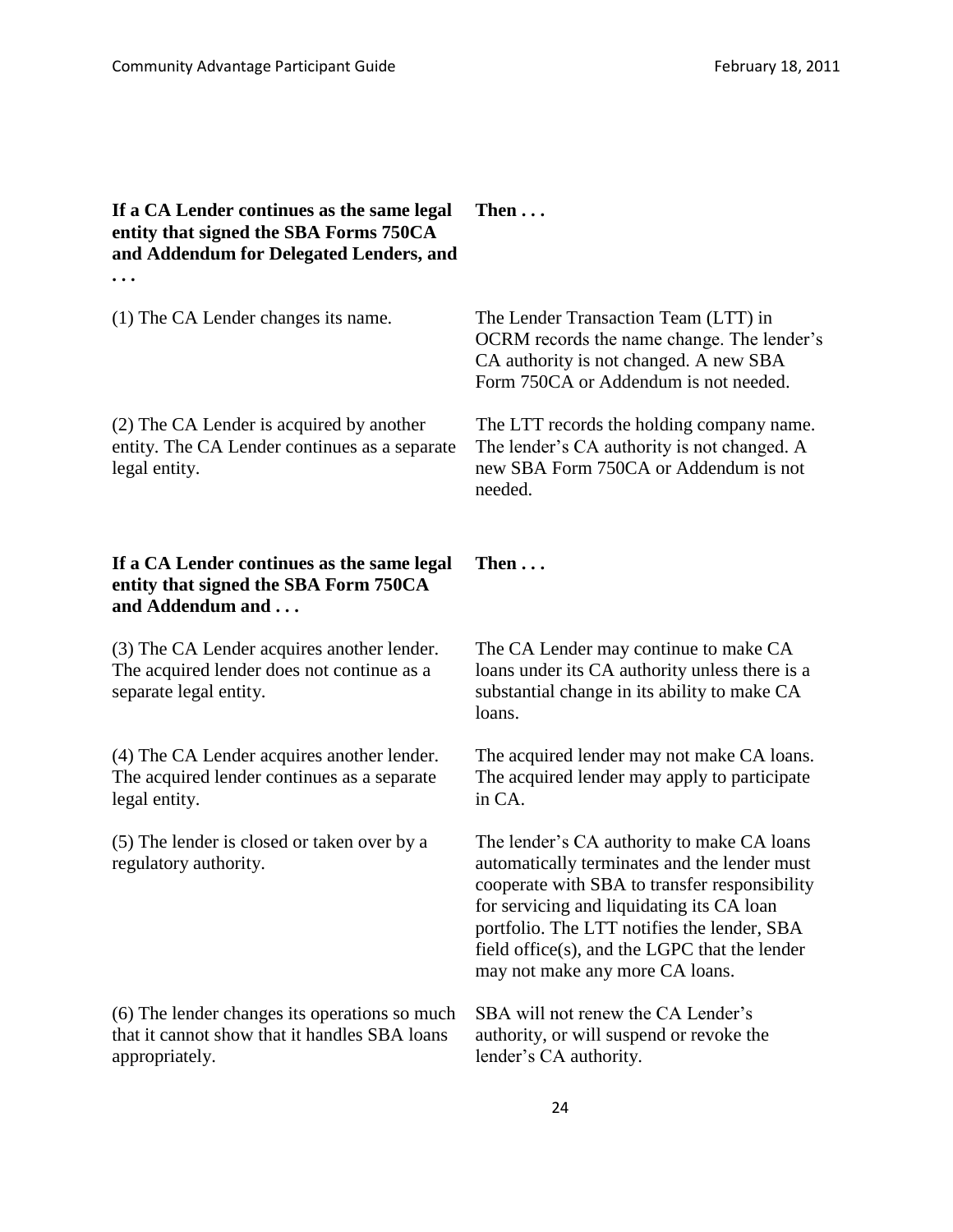| If a CA Lender continues as the same legal entity that signed the SBA Forms 750CA and Addendum for Delegated Lenders, and . . . | Then . . . |
|---|---|
| (1) The CA Lender changes its name. | The Lender Transaction Team (LTT) in OCRM records the name change. The lender's CA authority is not changed. A new SBA Form 750CA or Addendum is not needed. |
| (2) The CA Lender is acquired by another entity. The CA Lender continues as a separate legal entity. | The LTT records the holding company name. The lender's CA authority is not changed. A new SBA Form 750CA or Addendum is not needed. |

| If a CA Lender continues as the same legal entity that signed the SBA Form 750CA and Addendum and . . . | Then . . . |
|---|---|
| (3) The CA Lender acquires another lender. The acquired lender does not continue as a separate legal entity. | The CA Lender may continue to make CA loans under its CA authority unless there is a substantial change in its ability to make CA loans. |
| (4) The CA Lender acquires another lender. The acquired lender continues as a separate legal entity. | The acquired lender may not make CA loans. The acquired lender may apply to participate in CA. |
| (5) The lender is closed or taken over by a regulatory authority. | The lender's CA authority to make CA loans automatically terminates and the lender must cooperate with SBA to transfer responsibility for servicing and liquidating its CA loan portfolio. The LTT notifies the lender, SBA field office(s), and the LGPC that the lender may not make any more CA loans. |
| (6) The lender changes its operations so much that it cannot show that it handles SBA loans appropriately. | SBA will not renew the CA Lender's authority, or will suspend or revoke the lender's CA authority. |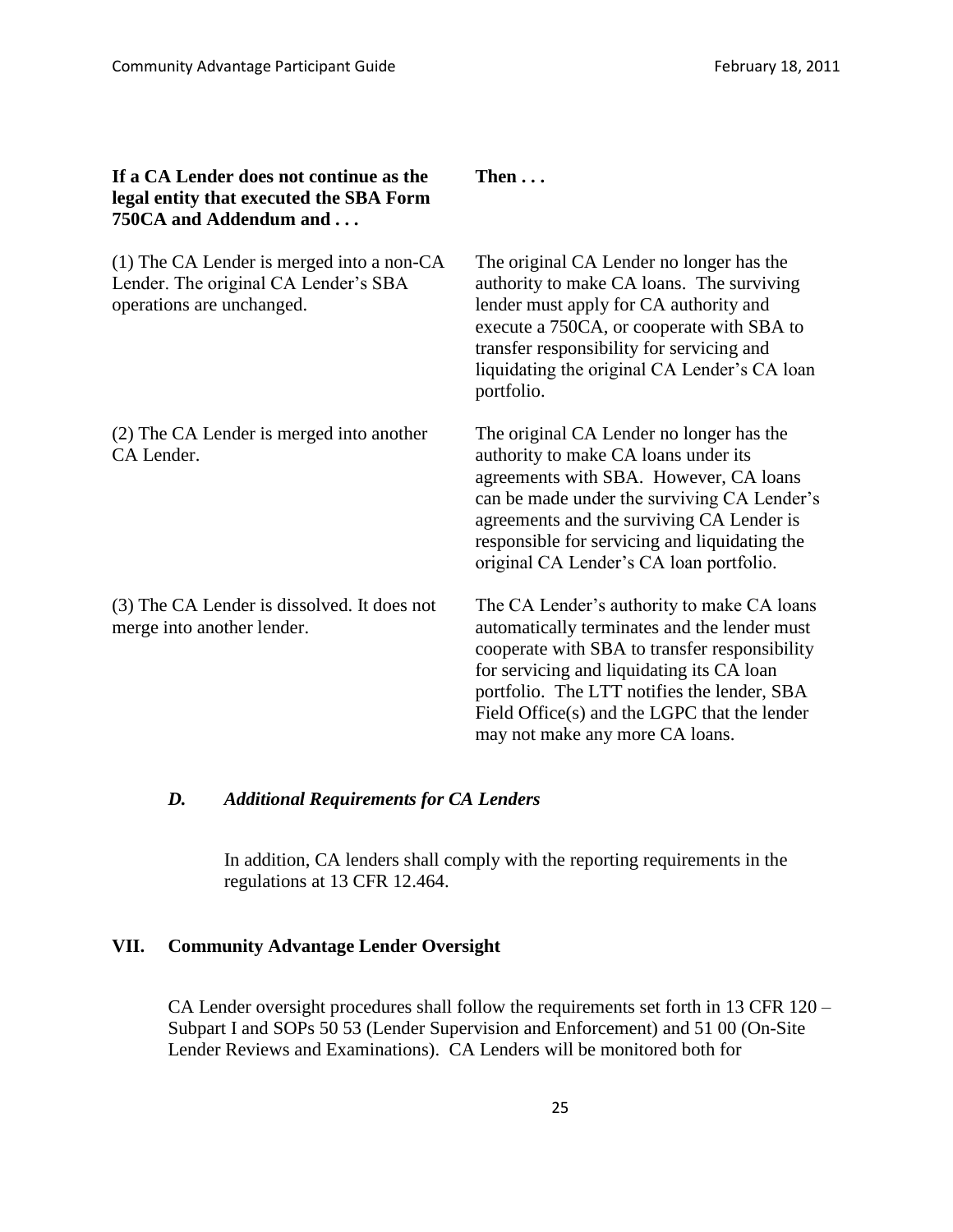| If a CA Lender does not continue as the legal entity that executed the SBA Form 750CA and Addendum and . . . | Then . . . |
|---|---|
| (1) The CA Lender is merged into a non-CA Lender. The original CA Lender's SBA operations are unchanged. | The original CA Lender no longer has the authority to make CA loans. The surviving lender must apply for CA authority and execute a 750CA, or cooperate with SBA to transfer responsibility for servicing and liquidating the original CA Lender's CA loan portfolio. |
| (2) The CA Lender is merged into another CA Lender. | The original CA Lender no longer has the authority to make CA loans under its agreements with SBA. However, CA loans can be made under the surviving CA Lender's agreements and the surviving CA Lender is responsible for servicing and liquidating the original CA Lender's CA loan portfolio. |
| (3) The CA Lender is dissolved. It does not merge into another lender. | The CA Lender's authority to make CA loans automatically terminates and the lender must cooperate with SBA to transfer responsibility for servicing and liquidating its CA loan portfolio. The LTT notifies the lender, SBA Field Office(s) and the LGPC that the lender may not make any more CA loans. |

### *D. Additional Requirements for CA Lenders*

In addition, CA lenders shall comply with the reporting requirements in the regulations at 13 CFR 12.464.

## VII. Community Advantage Lender Oversight

CA Lender oversight procedures shall follow the requirements set forth in 13 CFR 120 – Subpart I and SOPs 50 53 (Lender Supervision and Enforcement) and 51 00 (On-Site Lender Reviews and Examinations). CA Lenders will be monitored both for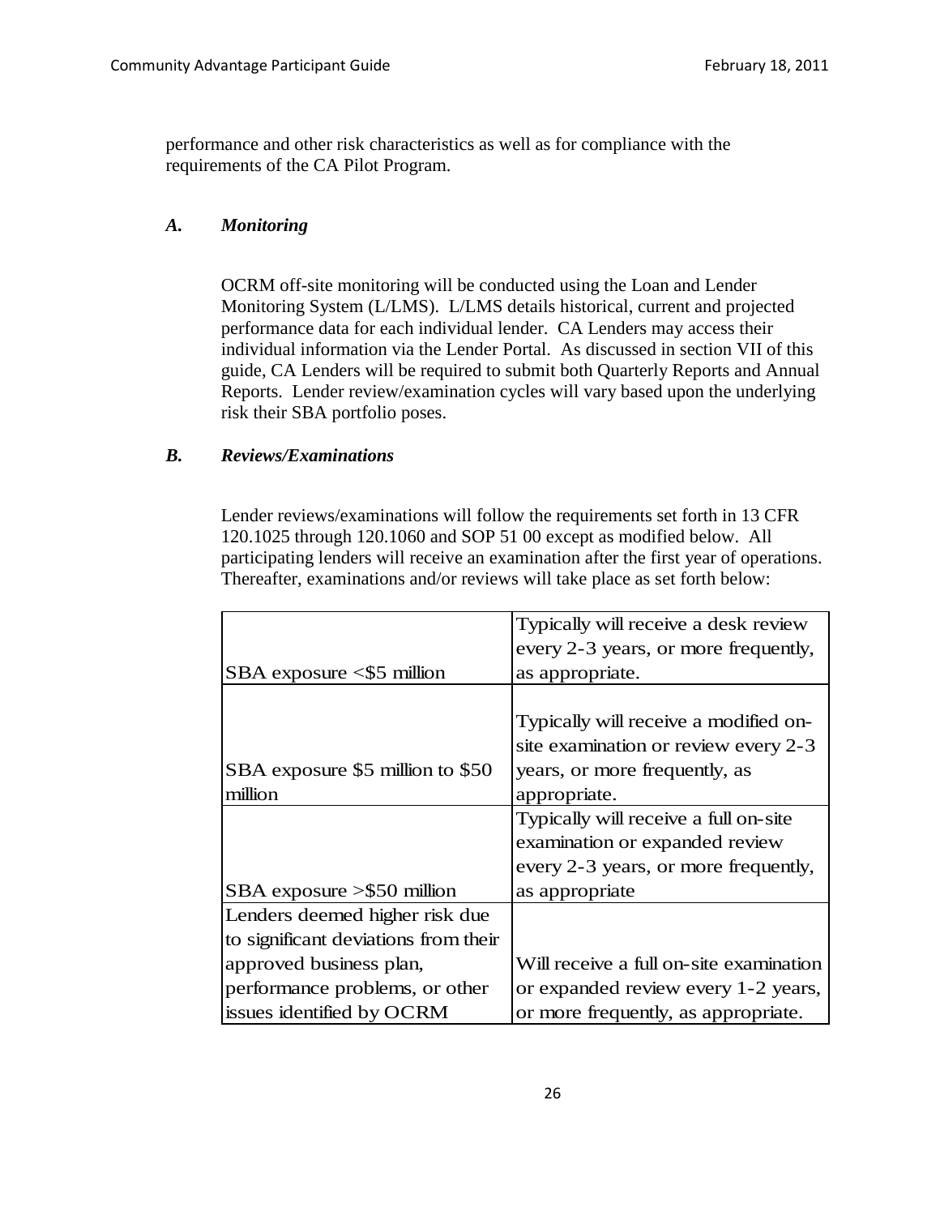performance and other risk characteristics as well as for compliance with the requirements of the CA Pilot Program.

### *A. Monitoring*

OCRM off-site monitoring will be conducted using the Loan and Lender Monitoring System (L/LMS). L/LMS details historical, current and projected performance data for each individual lender. CA Lenders may access their individual information via the Lender Portal. As discussed in section VII of this guide, CA Lenders will be required to submit both Quarterly Reports and Annual Reports. Lender review/examination cycles will vary based upon the underlying risk their SBA portfolio poses.

### *B. Reviews/Examinations*

Lender reviews/examinations will follow the requirements set forth in 13 CFR 120.1025 through 120.1060 and SOP 51 00 except as modified below. All participating lenders will receive an examination after the first year of operations. Thereafter, examinations and/or reviews will take place as set forth below:

| | |
|---|---|
| SBA exposure <$5 million | Typically will receive a desk review every 2-3 years, or more frequently, as appropriate. |
| SBA exposure $5 million to $50 million | Typically will receive a modified on-site examination or review every 2-3 years, or more frequently, as appropriate. |
| SBA exposure >$50 million | Typically will receive a full on-site examination or expanded review every 2-3 years, or more frequently, as appropriate |
| Lenders deemed higher risk due to significant deviations from their approved business plan, performance problems, or other issues identified by OCRM | Will receive a full on-site examination or expanded review every 1-2 years, or more frequently, as appropriate. |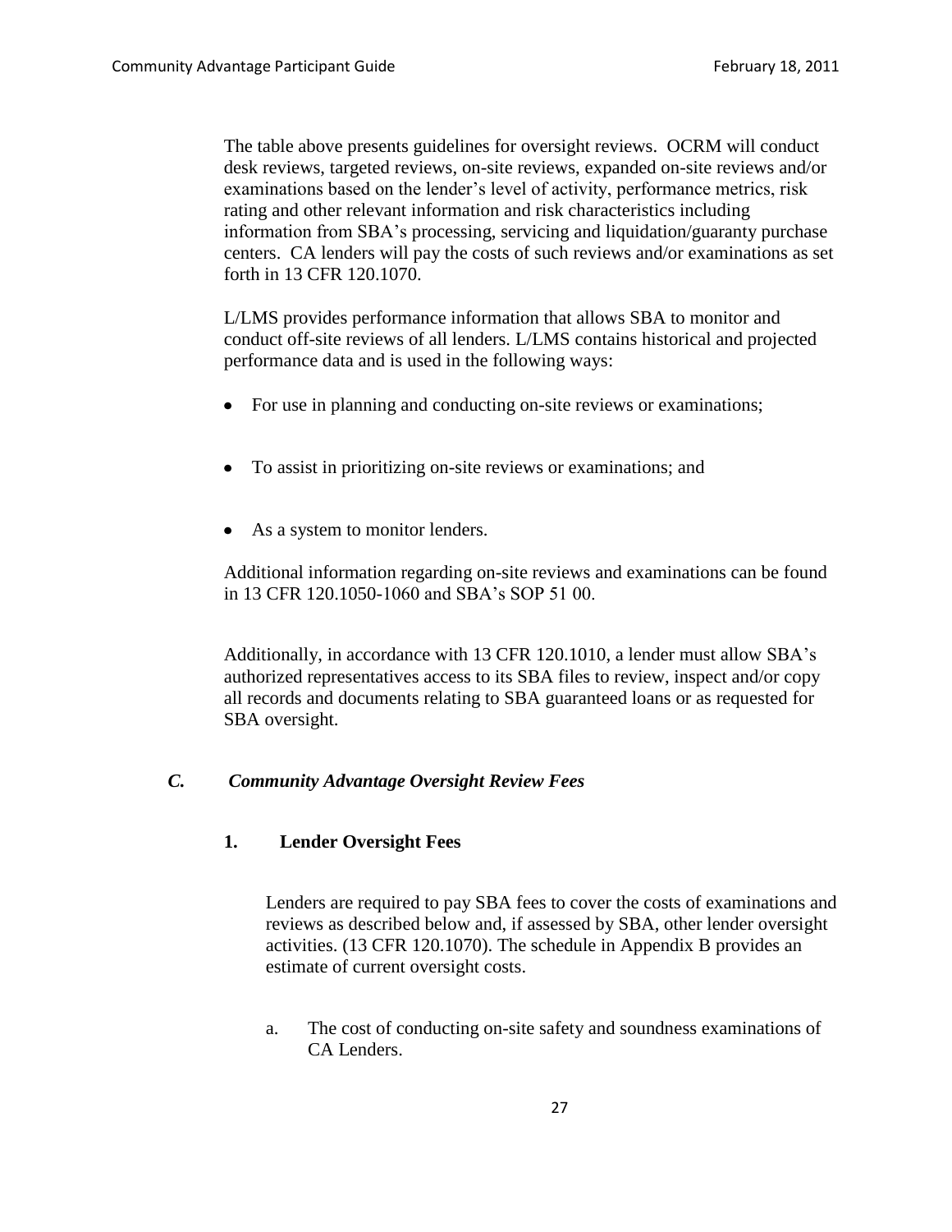The table above presents guidelines for oversight reviews. OCRM will conduct desk reviews, targeted reviews, on-site reviews, expanded on-site reviews and/or examinations based on the lender's level of activity, performance metrics, risk rating and other relevant information and risk characteristics including information from SBA's processing, servicing and liquidation/guaranty purchase centers. CA lenders will pay the costs of such reviews and/or examinations as set forth in 13 CFR 120.1070.

L/LMS provides performance information that allows SBA to monitor and conduct off-site reviews of all lenders. L/LMS contains historical and projected performance data and is used in the following ways:

- For use in planning and conducting on-site reviews or examinations;
- To assist in prioritizing on-site reviews or examinations; and
- As a system to monitor lenders.

Additional information regarding on-site reviews and examinations can be found in 13 CFR 120.1050-1060 and SBA's SOP 51 00.

Additionally, in accordance with 13 CFR 120.1010, a lender must allow SBA's authorized representatives access to its SBA files to review, inspect and/or copy all records and documents relating to SBA guaranteed loans or as requested for SBA oversight.

### *C. Community Advantage Oversight Review Fees*

#### 1. Lender Oversight Fees

Lenders are required to pay SBA fees to cover the costs of examinations and reviews as described below and, if assessed by SBA, other lender oversight activities. (13 CFR 120.1070). The schedule in Appendix B provides an estimate of current oversight costs.

a. The cost of conducting on-site safety and soundness examinations of CA Lenders.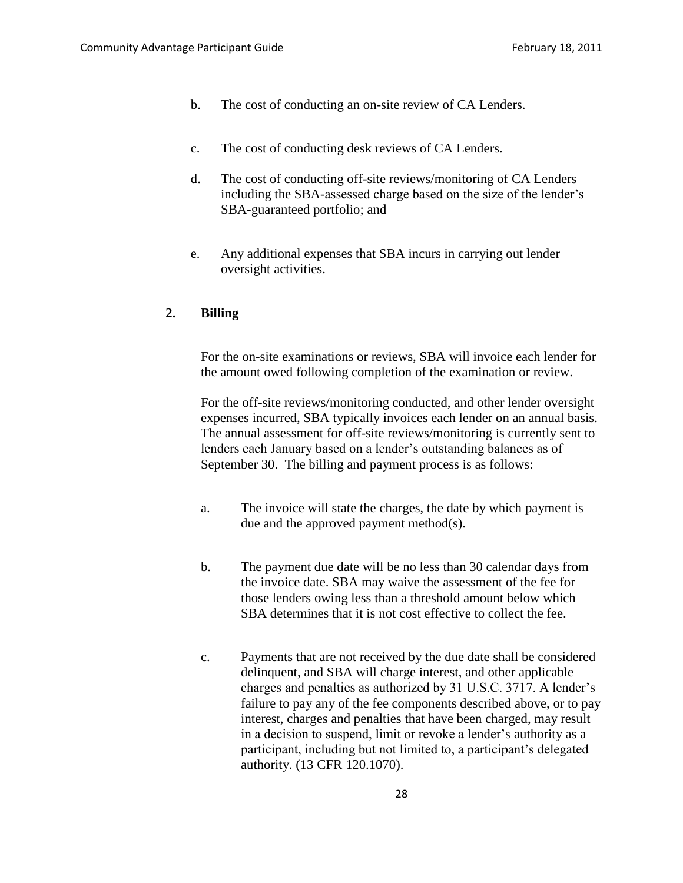b. The cost of conducting an on-site review of CA Lenders.

c. The cost of conducting desk reviews of CA Lenders.

d. The cost of conducting off-site reviews/monitoring of CA Lenders including the SBA-assessed charge based on the size of the lender's SBA-guaranteed portfolio; and

e. Any additional expenses that SBA incurs in carrying out lender oversight activities.

## 2. Billing

For the on-site examinations or reviews, SBA will invoice each lender for the amount owed following completion of the examination or review.

For the off-site reviews/monitoring conducted, and other lender oversight expenses incurred, SBA typically invoices each lender on an annual basis. The annual assessment for off-site reviews/monitoring is currently sent to lenders each January based on a lender's outstanding balances as of September 30. The billing and payment process is as follows:

a. The invoice will state the charges, the date by which payment is due and the approved payment method(s).

b. The payment due date will be no less than 30 calendar days from the invoice date. SBA may waive the assessment of the fee for those lenders owing less than a threshold amount below which SBA determines that it is not cost effective to collect the fee.

c. Payments that are not received by the due date shall be considered delinquent, and SBA will charge interest, and other applicable charges and penalties as authorized by 31 U.S.C. 3717. A lender's failure to pay any of the fee components described above, or to pay interest, charges and penalties that have been charged, may result in a decision to suspend, limit or revoke a lender's authority as a participant, including but not limited to, a participant's delegated authority. (13 CFR 120.1070).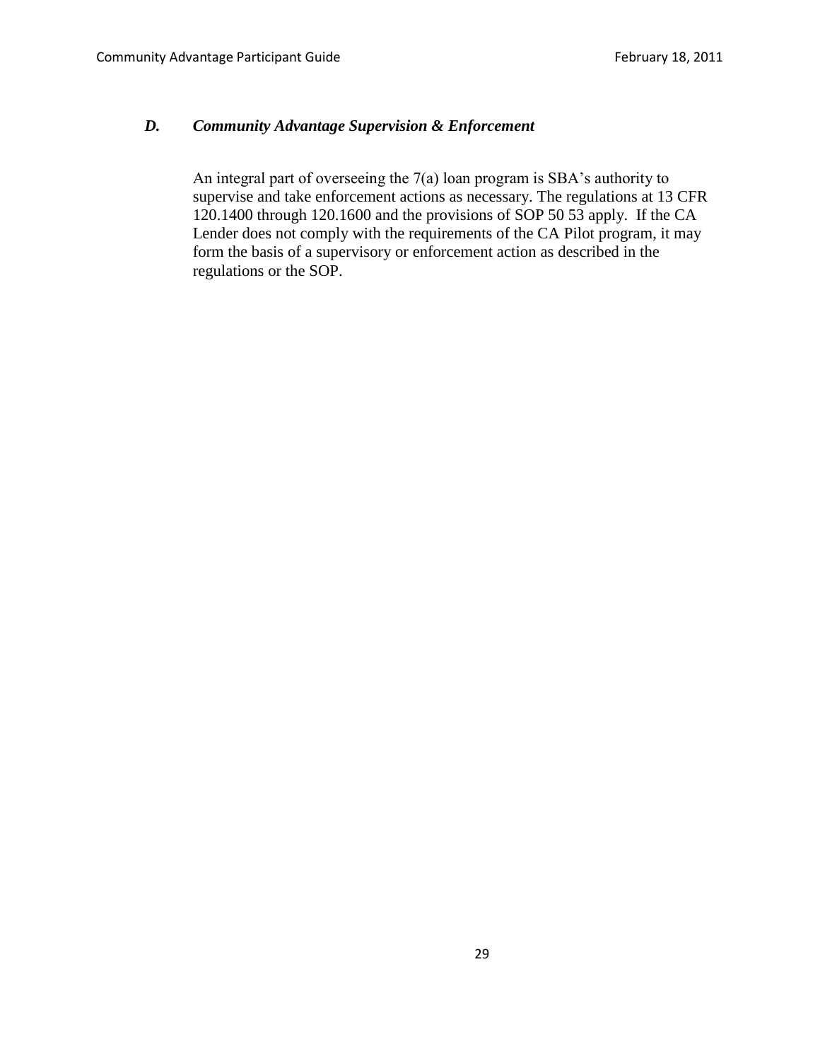### *D. Community Advantage Supervision & Enforcement*

An integral part of overseeing the 7(a) loan program is SBA's authority to supervise and take enforcement actions as necessary. The regulations at 13 CFR 120.1400 through 120.1600 and the provisions of SOP 50 53 apply. If the CA Lender does not comply with the requirements of the CA Pilot program, it may form the basis of a supervisory or enforcement action as described in the regulations or the SOP.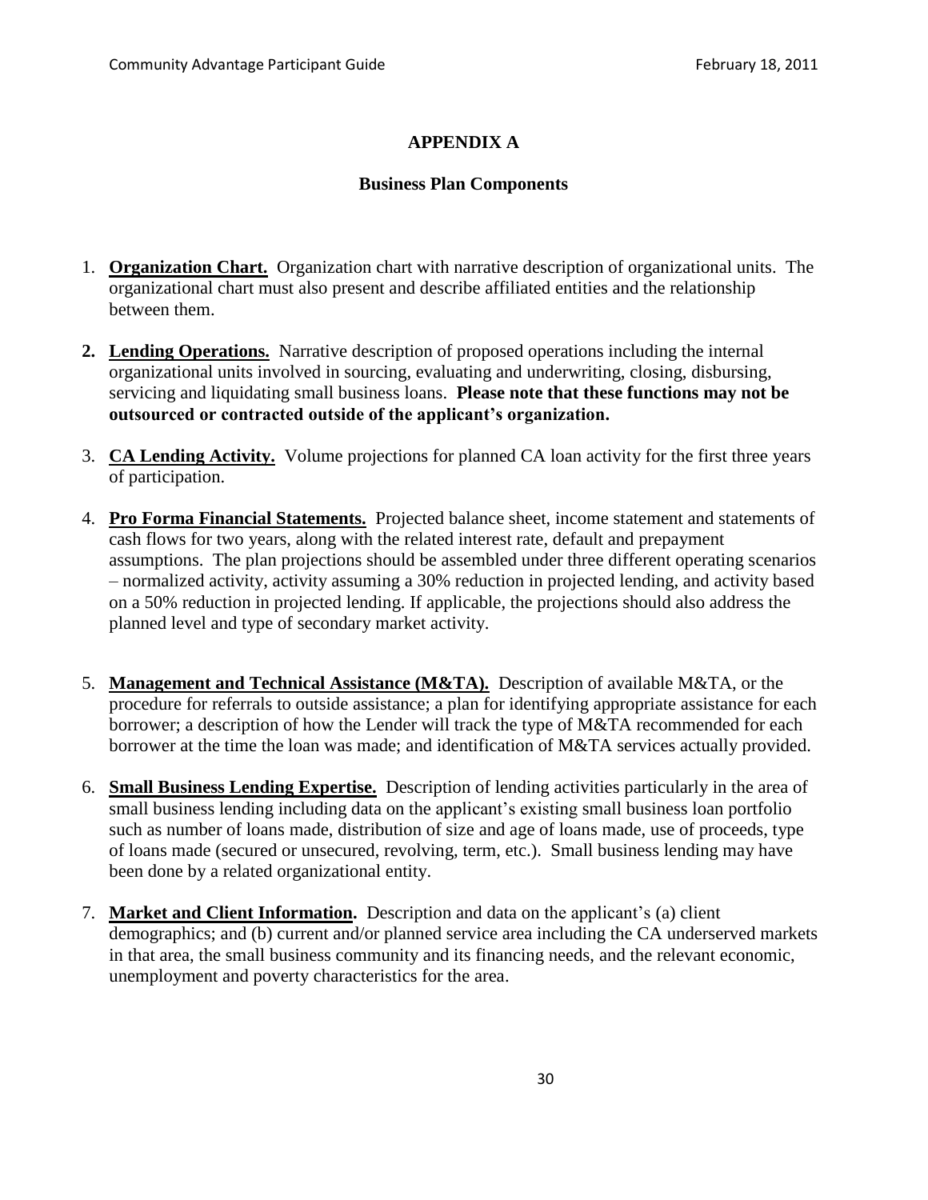# APPENDIX A

## Business Plan Components

1. **Organization Chart.** Organization chart with narrative description of organizational units. The organizational chart must also present and describe affiliated entities and the relationship between them.

2. **Lending Operations.** Narrative description of proposed operations including the internal organizational units involved in sourcing, evaluating and underwriting, closing, disbursing, servicing and liquidating small business loans. **Please note that these functions may not be outsourced or contracted outside of the applicant's organization.**

3. **CA Lending Activity.** Volume projections for planned CA loan activity for the first three years of participation.

4. **Pro Forma Financial Statements.** Projected balance sheet, income statement and statements of cash flows for two years, along with the related interest rate, default and prepayment assumptions. The plan projections should be assembled under three different operating scenarios – normalized activity, activity assuming a 30% reduction in projected lending, and activity based on a 50% reduction in projected lending. If applicable, the projections should also address the planned level and type of secondary market activity.

5. **Management and Technical Assistance (M&TA).** Description of available M&TA, or the procedure for referrals to outside assistance; a plan for identifying appropriate assistance for each borrower; a description of how the Lender will track the type of M&TA recommended for each borrower at the time the loan was made; and identification of M&TA services actually provided.

6. **Small Business Lending Expertise.** Description of lending activities particularly in the area of small business lending including data on the applicant's existing small business loan portfolio such as number of loans made, distribution of size and age of loans made, use of proceeds, type of loans made (secured or unsecured, revolving, term, etc.). Small business lending may have been done by a related organizational entity.

7. **Market and Client Information.** Description and data on the applicant's (a) client demographics; and (b) current and/or planned service area including the CA underserved markets in that area, the small business community and its financing needs, and the relevant economic, unemployment and poverty characteristics for the area.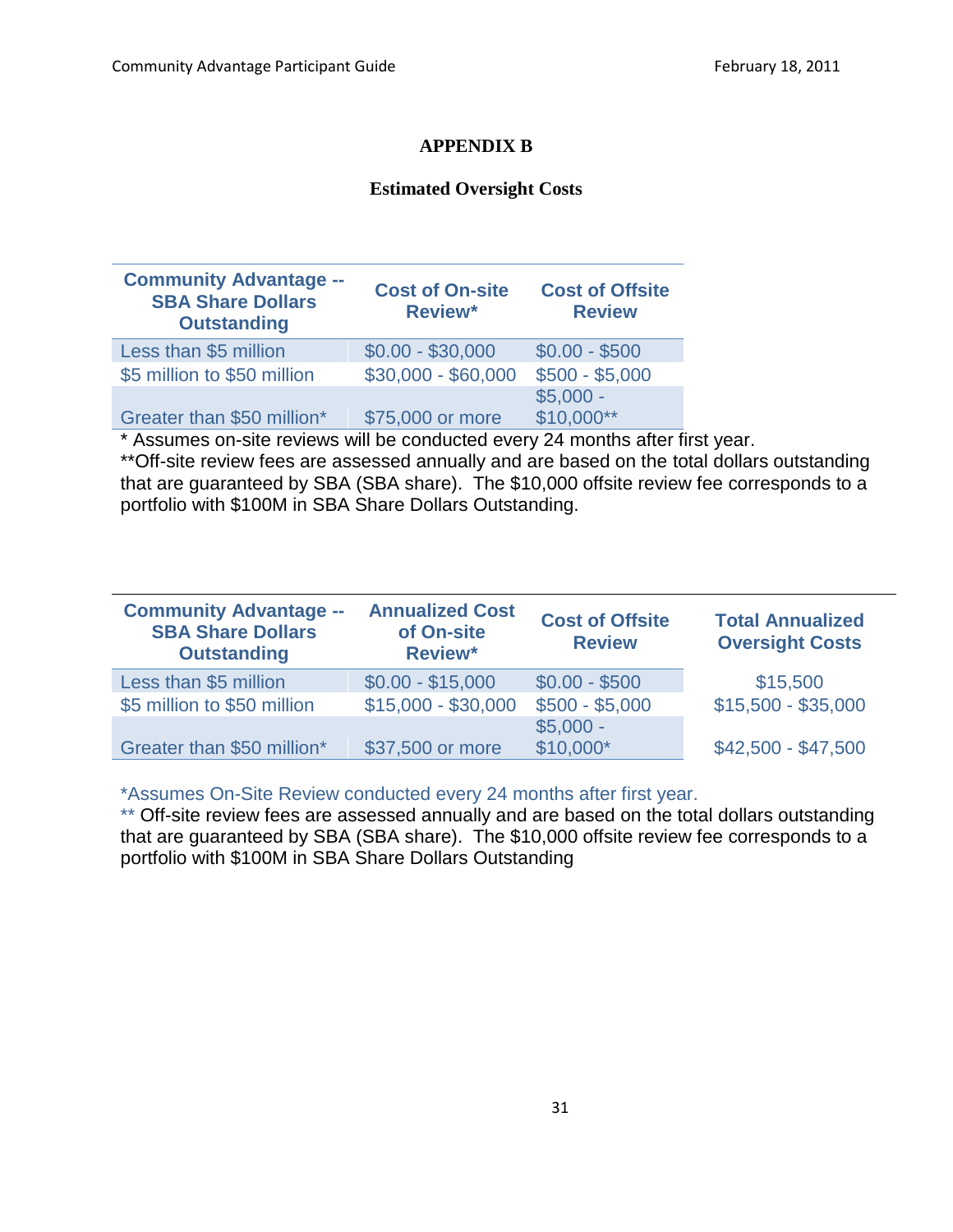# APPENDIX B

## Estimated Oversight Costs

| Community Advantage -- SBA Share Dollars Outstanding | Cost of On-site Review* | Cost of Offsite Review |
|---|---|---|
| Less than $5 million | $0.00 - $30,000 | $0.00 - $500 |
| $5 million to $50 million | $30,000 - $60,000 | $500 - $5,000 |
| Greater than $50 million* | $75,000 or more | $5,000 - $10,000** |

* Assumes on-site reviews will be conducted every 24 months after first year.

**Off-site review fees are assessed annually and are based on the total dollars outstanding that are guaranteed by SBA (SBA share). The $10,000 offsite review fee corresponds to a portfolio with $100M in SBA Share Dollars Outstanding.

| Community Advantage -- SBA Share Dollars Outstanding | Annualized Cost of On-site Review* | Cost of Offsite Review | Total Annualized Oversight Costs |
|---|---|---|---|
| Less than $5 million | $0.00 - $15,000 | $0.00 - $500 | $15,500 |
| $5 million to $50 million | $15,000 - $30,000 | $500 - $5,000 | $15,500 - $35,000 |
| Greater than $50 million* | $37,500 or more | $5,000 - $10,000* | $42,500 - $47,500 |

*Assumes On-Site Review conducted every 24 months after first year.

** Off-site review fees are assessed annually and are based on the total dollars outstanding that are guaranteed by SBA (SBA share). The $10,000 offsite review fee corresponds to a portfolio with $100M in SBA Share Dollars Outstanding